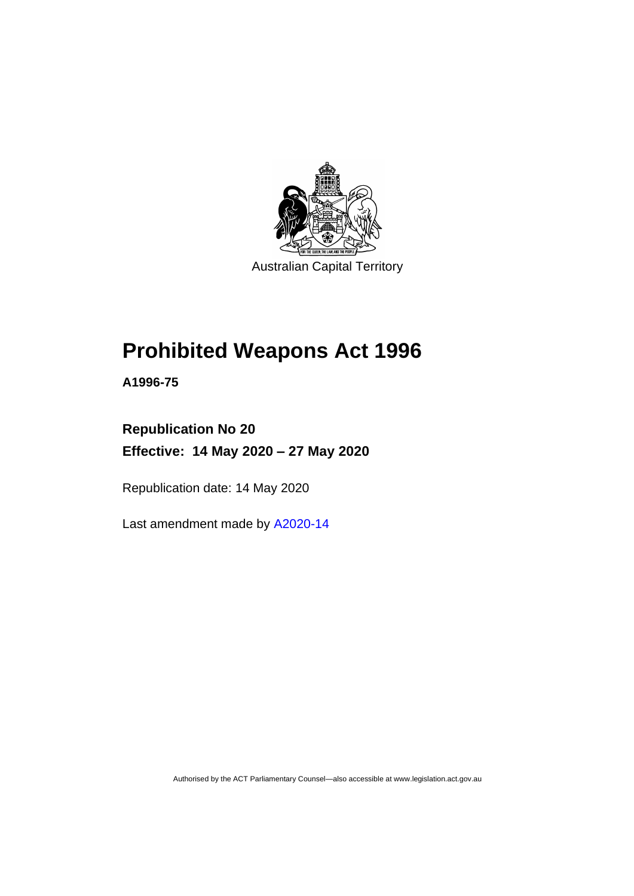Australian Capital Territory

# Prohibited Weapons Act 1996

**A1996-75**

**Republication No 20**

**Effective: 14 May 2020 – 27 May 2020**

Republication date: 14 May 2020

Last amendment made by A2020-14

Authorised by the ACT Parliamentary Counsel—also accessible at www.legislation.act.gov.au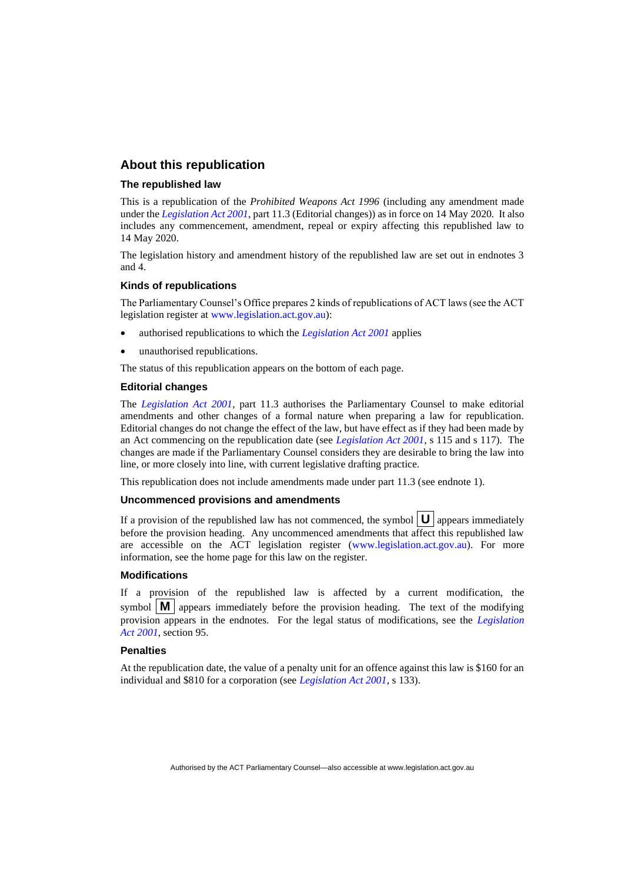## About this republication

### The republished law

This is a republication of the *Prohibited Weapons Act 1996* (including any amendment made under the *Legislation Act 2001*, part 11.3 (Editorial changes)) as in force on 14 May 2020. It also includes any commencement, amendment, repeal or expiry affecting this republished law to 14 May 2020.

The legislation history and amendment history of the republished law are set out in endnotes 3 and 4.

### Kinds of republications

The Parliamentary Counsel's Office prepares 2 kinds of republications of ACT laws (see the ACT legislation register at www.legislation.act.gov.au):

- authorised republications to which the *Legislation Act 2001* applies
- unauthorised republications.

The status of this republication appears on the bottom of each page.

### Editorial changes

The *Legislation Act 2001*, part 11.3 authorises the Parliamentary Counsel to make editorial amendments and other changes of a formal nature when preparing a law for republication. Editorial changes do not change the effect of the law, but have effect as if they had been made by an Act commencing on the republication date (see *Legislation Act 2001*, s 115 and s 117). The changes are made if the Parliamentary Counsel considers they are desirable to bring the law into line, or more closely into line, with current legislative drafting practice.

This republication does not include amendments made under part 11.3 (see endnote 1).

### Uncommenced provisions and amendments

If a provision of the republished law has not commenced, the symbol **U** appears immediately before the provision heading. Any uncommenced amendments that affect this republished law are accessible on the ACT legislation register (www.legislation.act.gov.au). For more information, see the home page for this law on the register.

### Modifications

If a provision of the republished law is affected by a current modification, the symbol **M** appears immediately before the provision heading. The text of the modifying provision appears in the endnotes. For the legal status of modifications, see the *Legislation Act 2001*, section 95.

### Penalties

At the republication date, the value of a penalty unit for an offence against this law is $160 for an individual and $810 for a corporation (see *Legislation Act 2001*, s 133).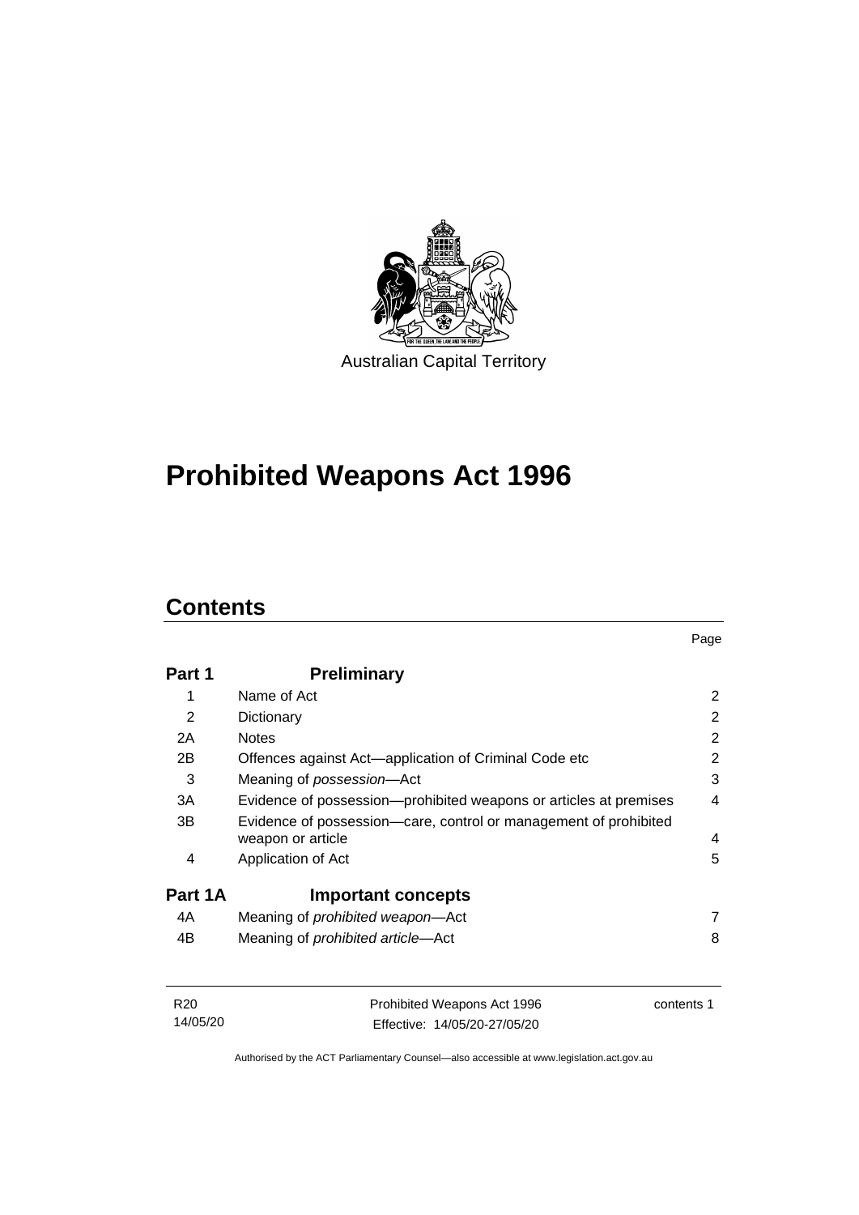Australian Capital Territory

# Prohibited Weapons Act 1996

## Contents

| | | Page |
|---|---|---|
| **Part 1** | **Preliminary** | |
| 1 | Name of Act | 2 |
| 2 | Dictionary | 2 |
| 2A | Notes | 2 |
| 2B | Offences against Act—application of Criminal Code etc | 2 |
| 3 | Meaning of *possession*—Act | 3 |
| 3A | Evidence of possession—prohibited weapons or articles at premises | 4 |
| 3B | Evidence of possession—care, control or management of prohibited weapon or article | 4 |
| 4 | Application of Act | 5 |
| **Part 1A** | **Important concepts** | |
| 4A | Meaning of *prohibited weapon*—Act | 7 |
| 4B | Meaning of *prohibited article*—Act | 8 |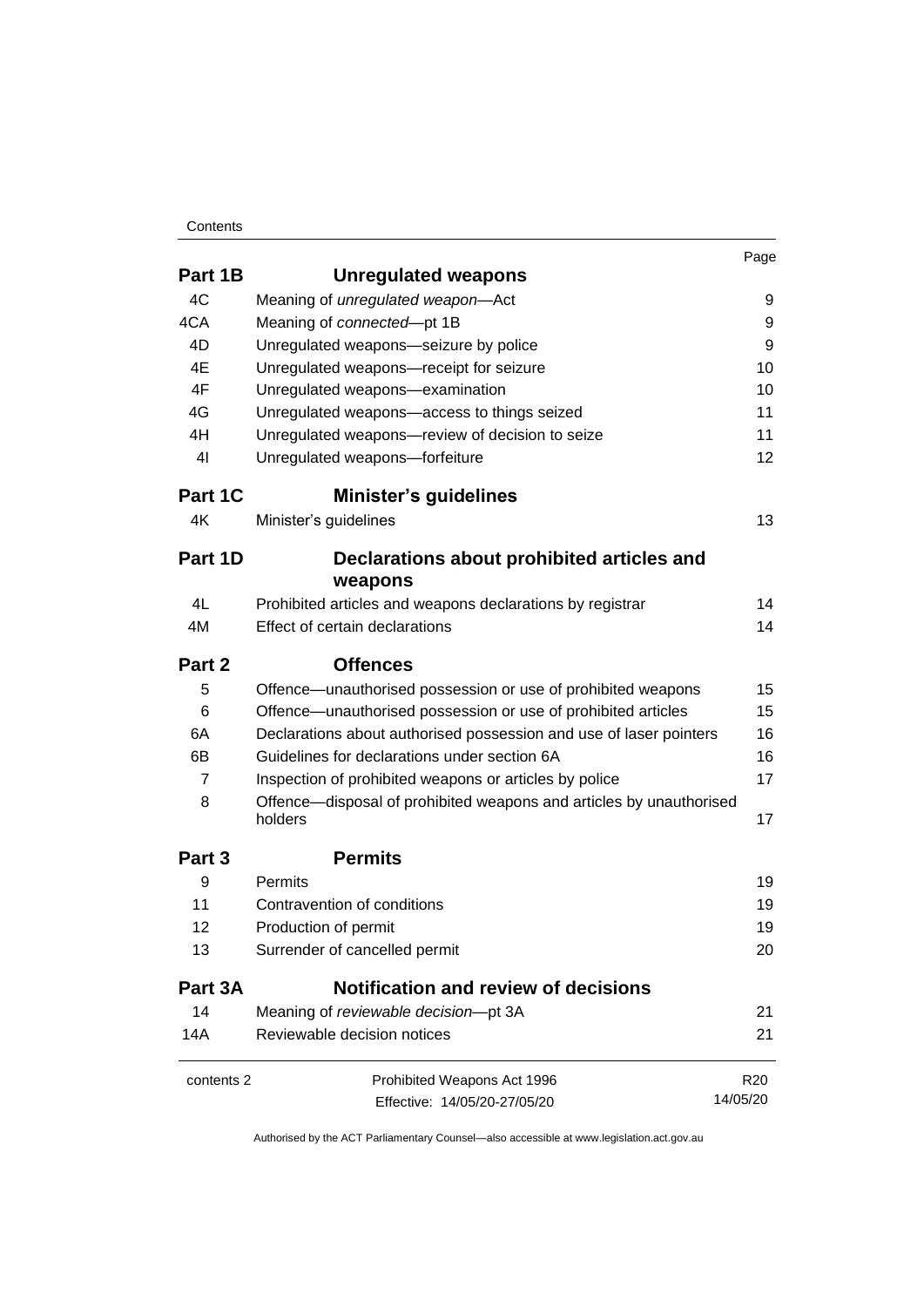| | | Page |
|---|---|---|
| **Part 1B** | **Unregulated weapons** | |
| 4C | Meaning of *unregulated weapon*—Act | 9 |
| 4CA | Meaning of *connected*—pt 1B | 9 |
| 4D | Unregulated weapons—seizure by police | 9 |
| 4E | Unregulated weapons—receipt for seizure | 10 |
| 4F | Unregulated weapons—examination | 10 |
| 4G | Unregulated weapons—access to things seized | 11 |
| 4H | Unregulated weapons—review of decision to seize | 11 |
| 4I | Unregulated weapons—forfeiture | 12 |
| **Part 1C** | **Minister's guidelines** | |
| 4K | Minister's guidelines | 13 |
| **Part 1D** | **Declarations about prohibited articles and weapons** | |
| 4L | Prohibited articles and weapons declarations by registrar | 14 |
| 4M | Effect of certain declarations | 14 |
| **Part 2** | **Offences** | |
| 5 | Offence—unauthorised possession or use of prohibited weapons | 15 |
| 6 | Offence—unauthorised possession or use of prohibited articles | 15 |
| 6A | Declarations about authorised possession and use of laser pointers | 16 |
| 6B | Guidelines for declarations under section 6A | 16 |
| 7 | Inspection of prohibited weapons or articles by police | 17 |
| 8 | Offence—disposal of prohibited weapons and articles by unauthorised holders | 17 |
| **Part 3** | **Permits** | |
| 9 | Permits | 19 |
| 11 | Contravention of conditions | 19 |
| 12 | Production of permit | 19 |
| 13 | Surrender of cancelled permit | 20 |
| **Part 3A** | **Notification and review of decisions** | |
| 14 | Meaning of *reviewable decision*—pt 3A | 21 |
| 14A | Reviewable decision notices | 21 |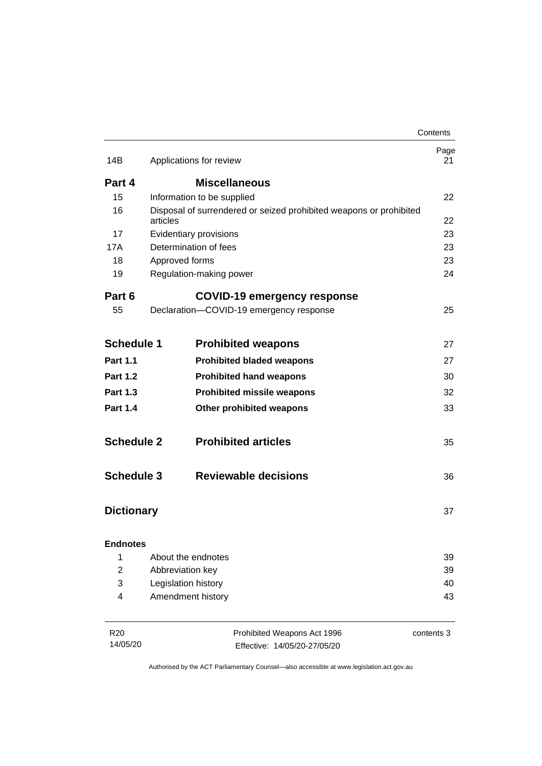| | | Page |
|---|---|---|
| 14B | Applications for review | 21 |
| **Part 4** | **Miscellaneous** | |
| 15 | Information to be supplied | 22 |
| 16 | Disposal of surrendered or seized prohibited weapons or prohibited articles | 22 |
| 17 | Evidentiary provisions | 23 |
| 17A | Determination of fees | 23 |
| 18 | Approved forms | 23 |
| 19 | Regulation-making power | 24 |
| **Part 6** | **COVID-19 emergency response** | |
| 55 | Declaration—COVID-19 emergency response | 25 |
| **Schedule 1** | **Prohibited weapons** | 27 |
| **Part 1.1** | **Prohibited bladed weapons** | 27 |
| **Part 1.2** | **Prohibited hand weapons** | 30 |
| **Part 1.3** | **Prohibited missile weapons** | 32 |
| **Part 1.4** | **Other prohibited weapons** | 33 |
| **Schedule 2** | **Prohibited articles** | 35 |
| **Schedule 3** | **Reviewable decisions** | 36 |
| **Dictionary** | | 37 |
| **Endnotes** | | |
| 1 | About the endnotes | 39 |
| 2 | Abbreviation key | 39 |
| 3 | Legislation history | 40 |
| 4 | Amendment history | 43 |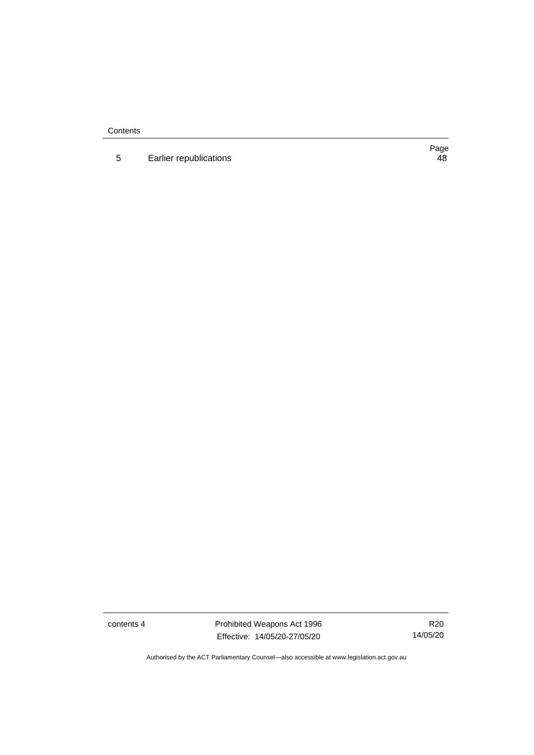| | | Page |
|---|---|---|
| 5 | Earlier republications | 48 |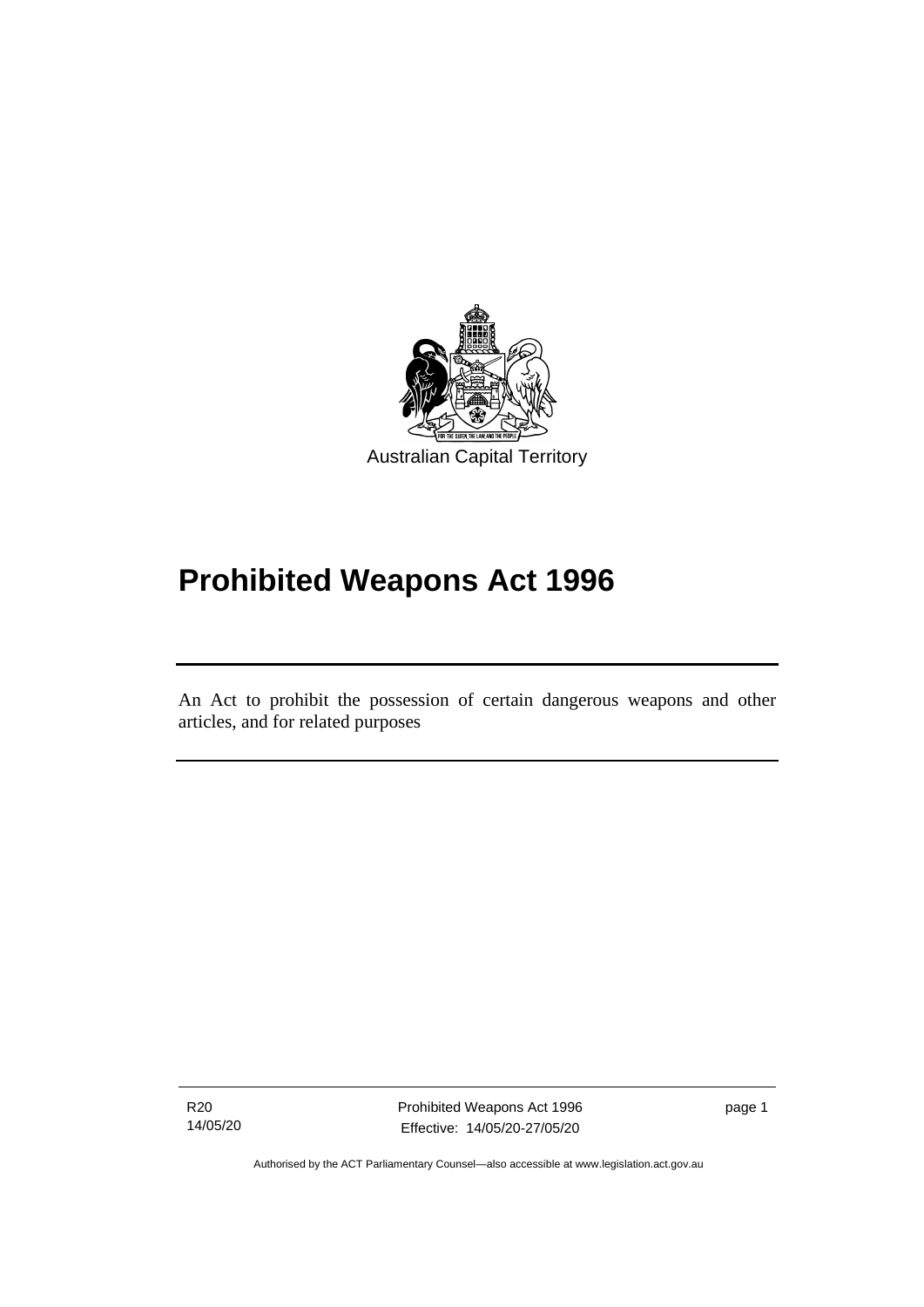Australian Capital Territory

# Prohibited Weapons Act 1996

An Act to prohibit the possession of certain dangerous weapons and other articles, and for related purposes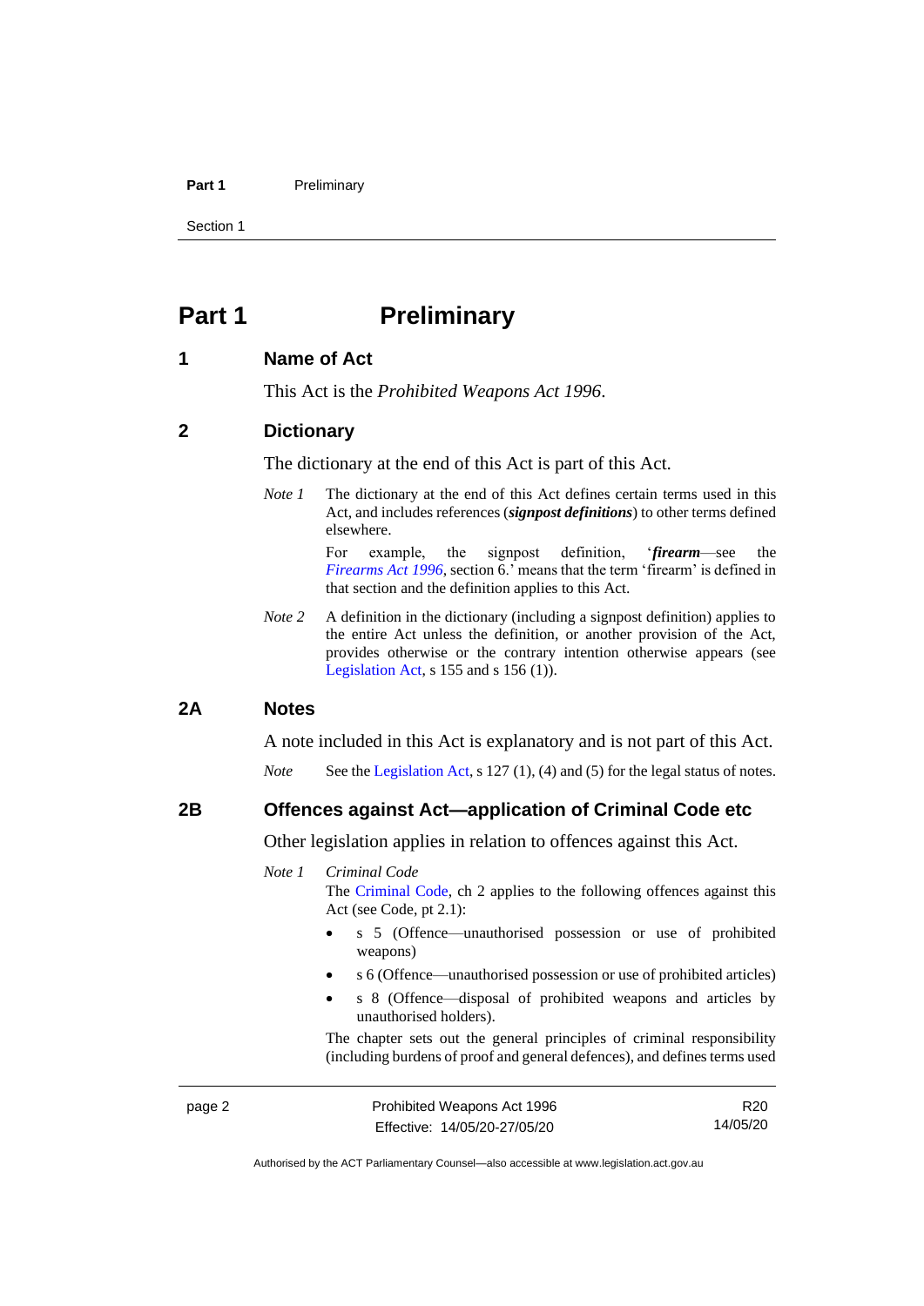# Part 1 Preliminary

## 1 Name of Act

This Act is the *Prohibited Weapons Act 1996*.

## 2 Dictionary

The dictionary at the end of this Act is part of this Act.

*Note 1* The dictionary at the end of this Act defines certain terms used in this Act, and includes references (***signpost definitions***) to other terms defined elsewhere.

For example, the signpost definition, '***firearm***—see the *Firearms Act 1996*, section 6.' means that the term 'firearm' is defined in that section and the definition applies to this Act.

*Note 2* A definition in the dictionary (including a signpost definition) applies to the entire Act unless the definition, or another provision of the Act, provides otherwise or the contrary intention otherwise appears (see Legislation Act, s 155 and s 156 (1)).

## 2A Notes

A note included in this Act is explanatory and is not part of this Act.

*Note* See the Legislation Act, s 127 (1), (4) and (5) for the legal status of notes.

## 2B Offences against Act—application of Criminal Code etc

Other legislation applies in relation to offences against this Act.

*Note 1* *Criminal Code*

The Criminal Code, ch 2 applies to the following offences against this Act (see Code, pt 2.1):

- s 5 (Offence—unauthorised possession or use of prohibited weapons)
- s 6 (Offence—unauthorised possession or use of prohibited articles)
- s 8 (Offence—disposal of prohibited weapons and articles by unauthorised holders).

The chapter sets out the general principles of criminal responsibility (including burdens of proof and general defences), and defines terms used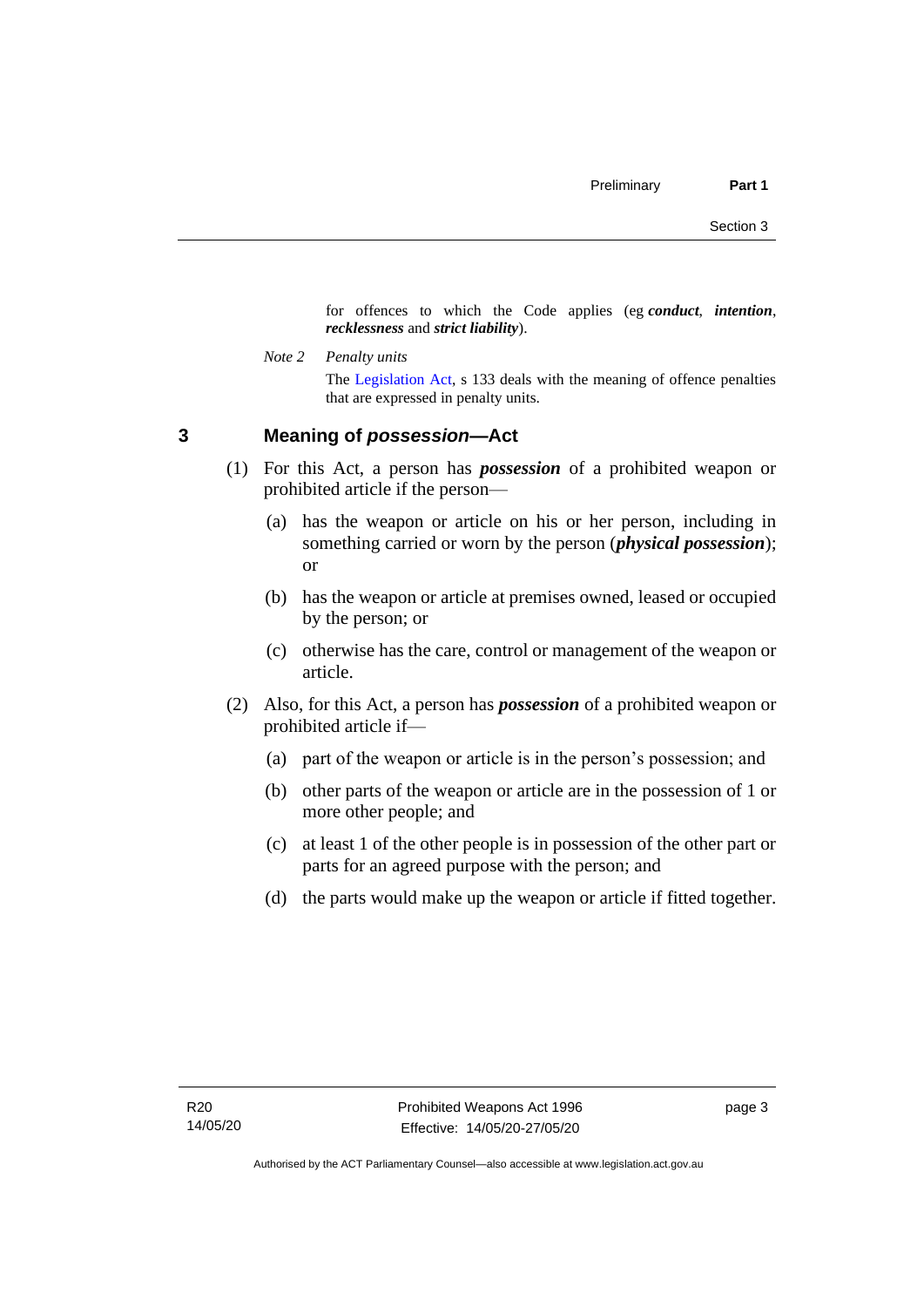for offences to which the Code applies (eg ***conduct***, ***intention***, ***recklessness*** and ***strict liability***).

*Note 2* *Penalty units*

The Legislation Act, s 133 deals with the meaning of offence penalties that are expressed in penalty units.

## 3 Meaning of *possession*—Act

(1) For this Act, a person has ***possession*** of a prohibited weapon or prohibited article if the person—

(a) has the weapon or article on his or her person, including in something carried or worn by the person (***physical possession***); or

(b) has the weapon or article at premises owned, leased or occupied by the person; or

(c) otherwise has the care, control or management of the weapon or article.

(2) Also, for this Act, a person has ***possession*** of a prohibited weapon or prohibited article if—

(a) part of the weapon or article is in the person's possession; and

(b) other parts of the weapon or article are in the possession of 1 or more other people; and

(c) at least 1 of the other people is in possession of the other part or parts for an agreed purpose with the person; and

(d) the parts would make up the weapon or article if fitted together.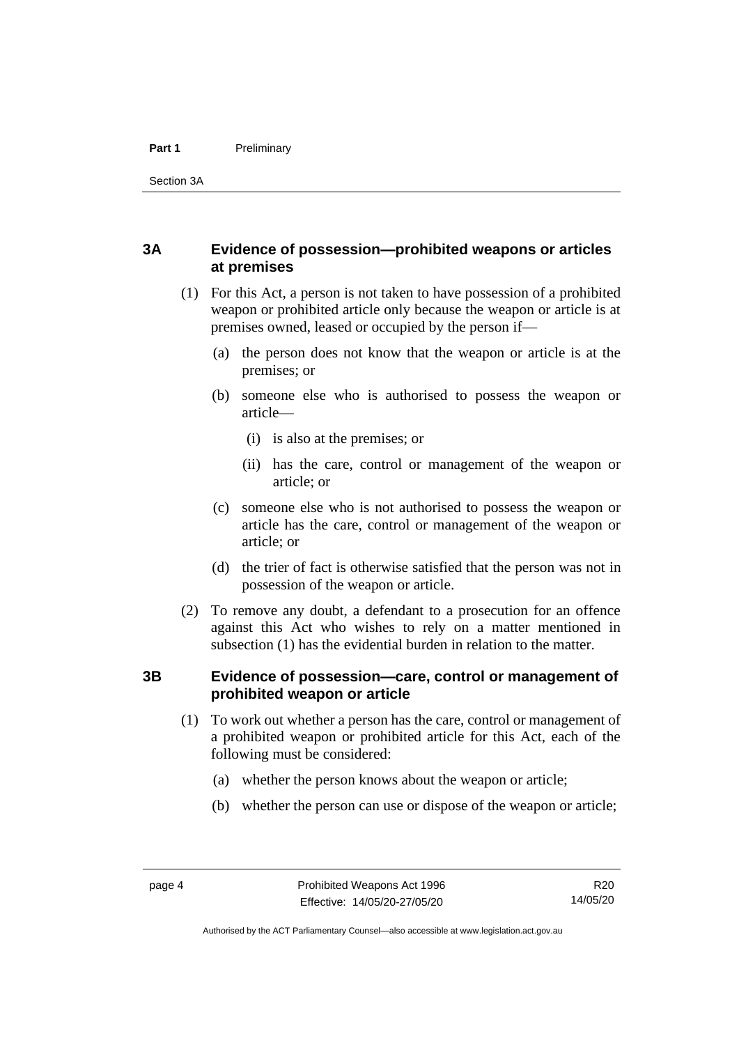## 3A Evidence of possession—prohibited weapons or articles at premises

(1) For this Act, a person is not taken to have possession of a prohibited weapon or prohibited article only because the weapon or article is at premises owned, leased or occupied by the person if—

(a) the person does not know that the weapon or article is at the premises; or

(b) someone else who is authorised to possess the weapon or article—

(i) is also at the premises; or

(ii) has the care, control or management of the weapon or article; or

(c) someone else who is not authorised to possess the weapon or article has the care, control or management of the weapon or article; or

(d) the trier of fact is otherwise satisfied that the person was not in possession of the weapon or article.

(2) To remove any doubt, a defendant to a prosecution for an offence against this Act who wishes to rely on a matter mentioned in subsection (1) has the evidential burden in relation to the matter.

## 3B Evidence of possession—care, control or management of prohibited weapon or article

(1) To work out whether a person has the care, control or management of a prohibited weapon or prohibited article for this Act, each of the following must be considered:

(a) whether the person knows about the weapon or article;

(b) whether the person can use or dispose of the weapon or article;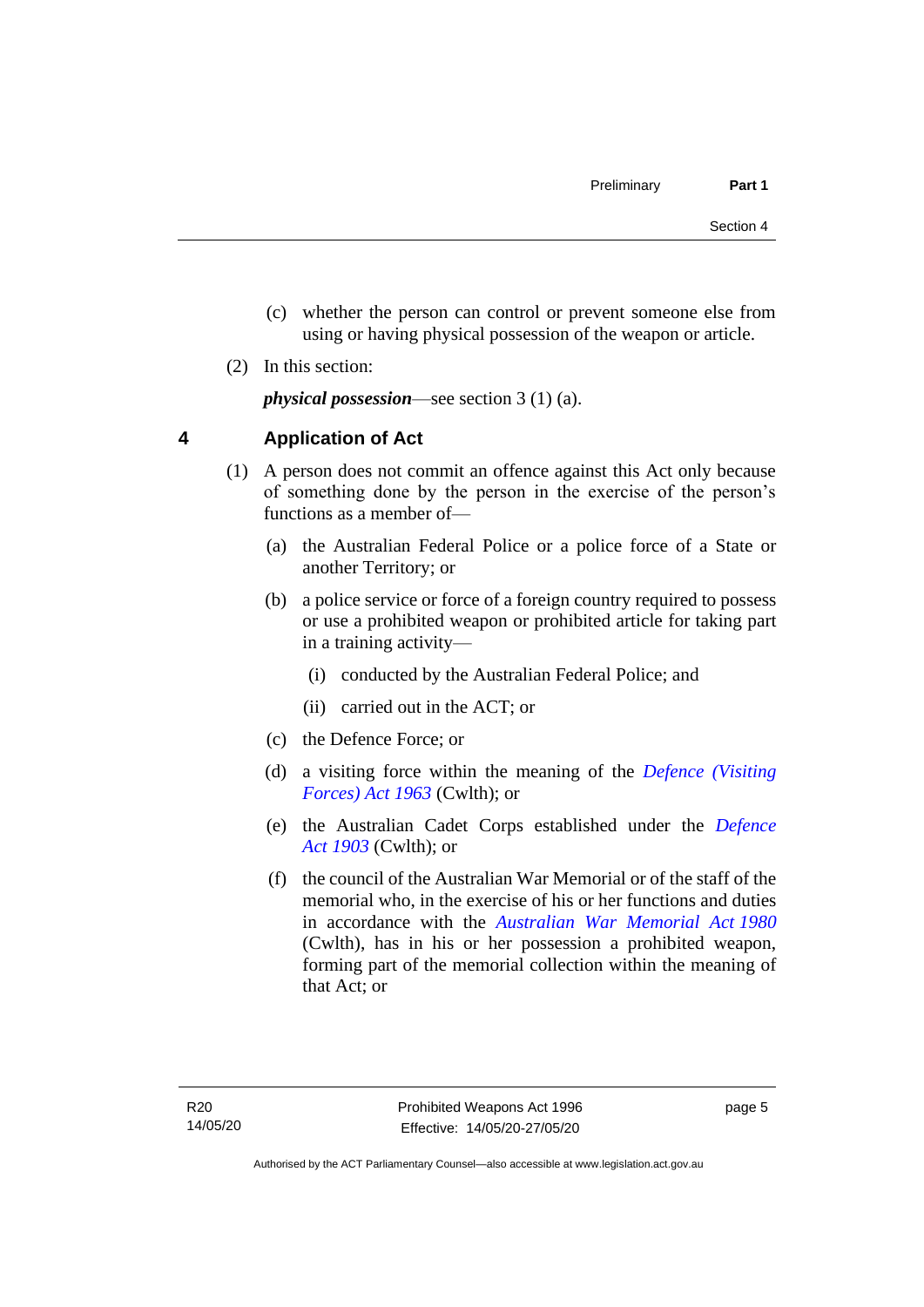(c) whether the person can control or prevent someone else from using or having physical possession of the weapon or article.

(2) In this section:

***physical possession***—see section 3 (1) (a).

## 4 Application of Act

(1) A person does not commit an offence against this Act only because of something done by the person in the exercise of the person's functions as a member of—

(a) the Australian Federal Police or a police force of a State or another Territory; or

(b) a police service or force of a foreign country required to possess or use a prohibited weapon or prohibited article for taking part in a training activity—

(i) conducted by the Australian Federal Police; and

(ii) carried out in the ACT; or

(c) the Defence Force; or

(d) a visiting force within the meaning of the *Defence (Visiting Forces) Act 1963* (Cwlth); or

(e) the Australian Cadet Corps established under the *Defence Act 1903* (Cwlth); or

(f) the council of the Australian War Memorial or of the staff of the memorial who, in the exercise of his or her functions and duties in accordance with the *Australian War Memorial Act 1980* (Cwlth), has in his or her possession a prohibited weapon, forming part of the memorial collection within the meaning of that Act; or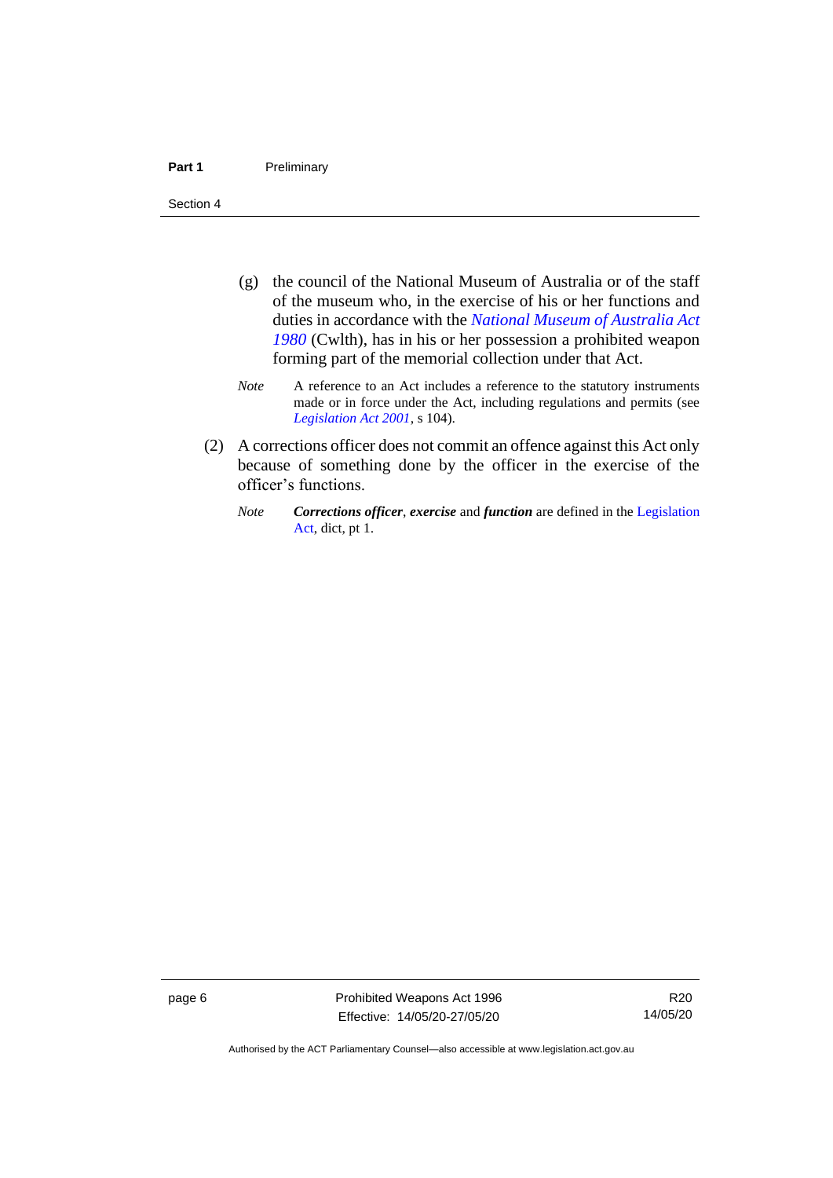(g) the council of the National Museum of Australia or of the staff of the museum who, in the exercise of his or her functions and duties in accordance with the *National Museum of Australia Act 1980* (Cwlth), has in his or her possession a prohibited weapon forming part of the memorial collection under that Act.

*Note* A reference to an Act includes a reference to the statutory instruments made or in force under the Act, including regulations and permits (see *Legislation Act 2001*, s 104).

(2) A corrections officer does not commit an offence against this Act only because of something done by the officer in the exercise of the officer's functions.

*Note* ***Corrections officer***, ***exercise*** and ***function*** are defined in the Legislation Act, dict, pt 1.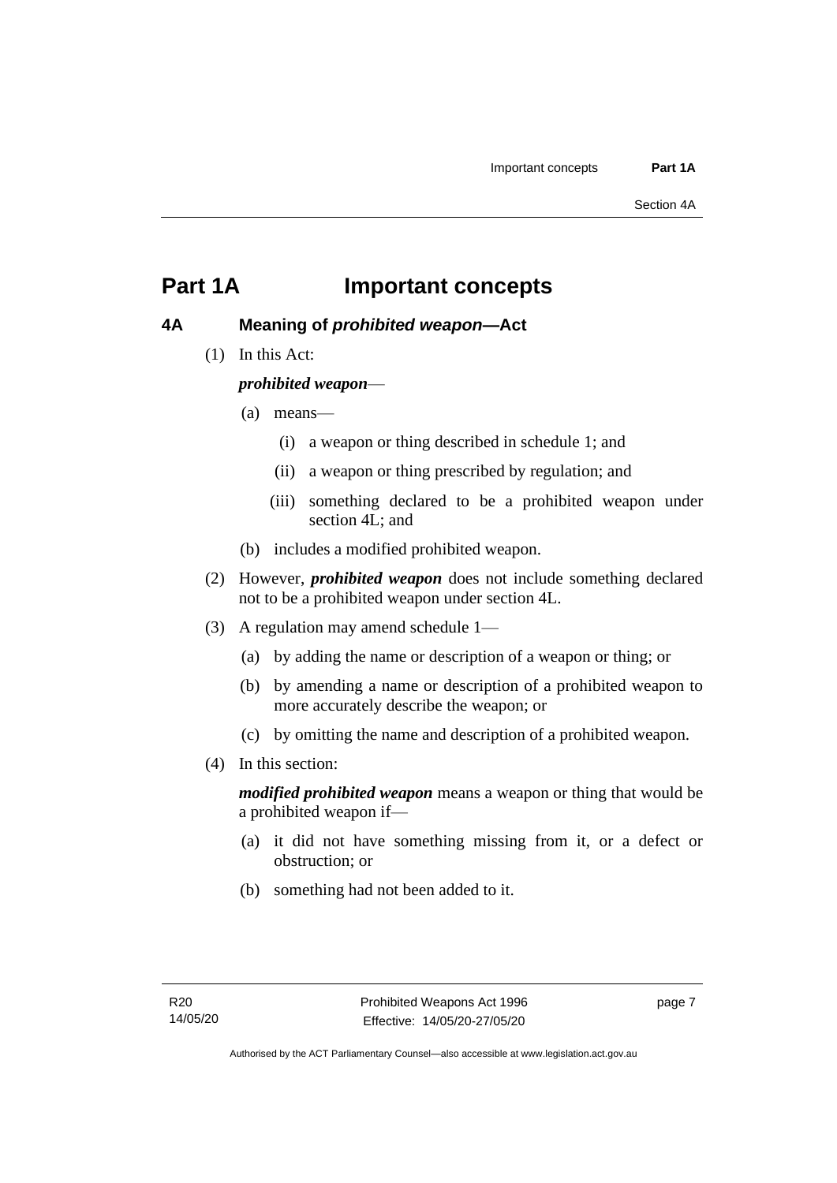# Part 1A Important concepts

## 4A Meaning of *prohibited weapon*—Act

(1) In this Act:

***prohibited weapon***—

- (a) means—
  - (i) a weapon or thing described in schedule 1; and
  - (ii) a weapon or thing prescribed by regulation; and
  - (iii) something declared to be a prohibited weapon under section 4L; and
- (b) includes a modified prohibited weapon.

(2) However, ***prohibited weapon*** does not include something declared not to be a prohibited weapon under section 4L.

(3) A regulation may amend schedule 1—

- (a) by adding the name or description of a weapon or thing; or
- (b) by amending a name or description of a prohibited weapon to more accurately describe the weapon; or
- (c) by omitting the name and description of a prohibited weapon.

(4) In this section:

***modified prohibited weapon*** means a weapon or thing that would be a prohibited weapon if—

- (a) it did not have something missing from it, or a defect or obstruction; or
- (b) something had not been added to it.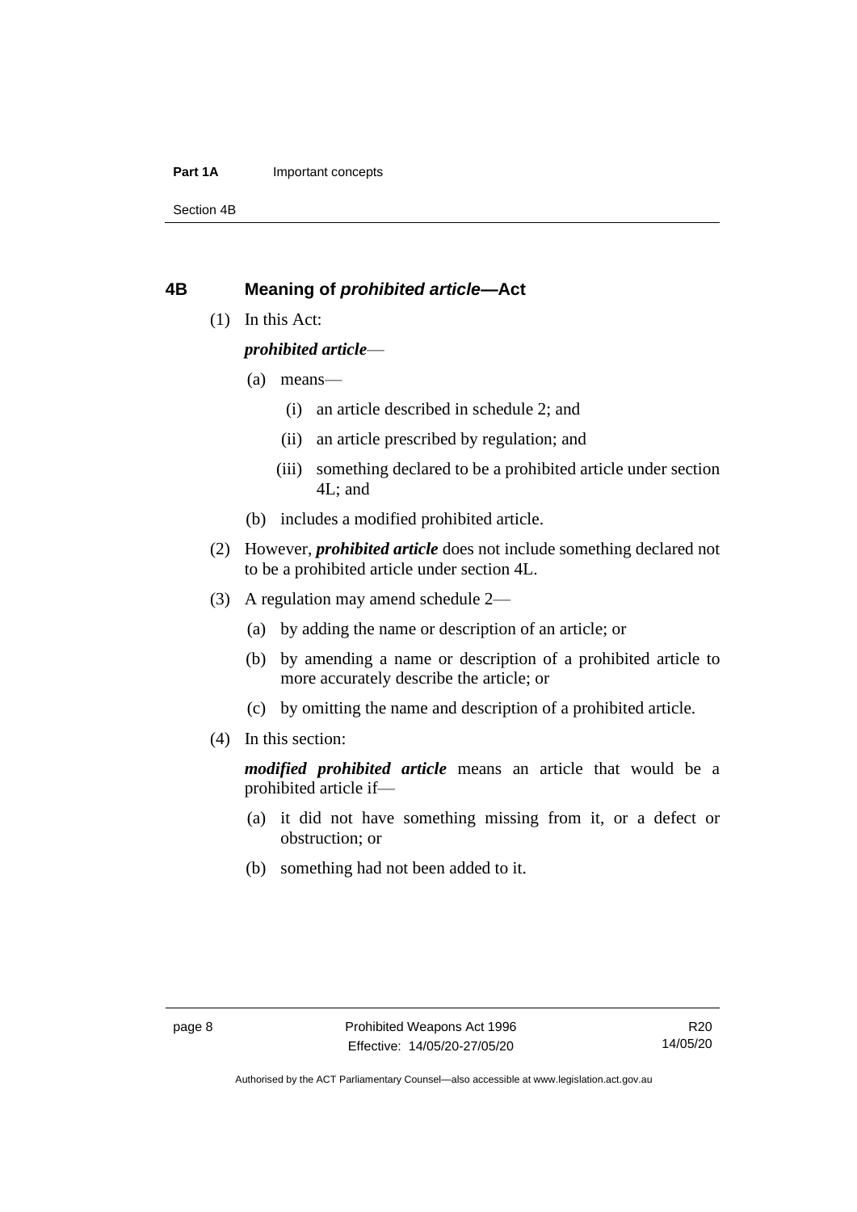## 4B Meaning of *prohibited article*—Act

(1) In this Act:

***prohibited article***—

(a) means—

(i) an article described in schedule 2; and

(ii) an article prescribed by regulation; and

(iii) something declared to be a prohibited article under section 4L; and

(b) includes a modified prohibited article.

(2) However, ***prohibited article*** does not include something declared not to be a prohibited article under section 4L.

(3) A regulation may amend schedule 2—

(a) by adding the name or description of an article; or

(b) by amending a name or description of a prohibited article to more accurately describe the article; or

(c) by omitting the name and description of a prohibited article.

(4) In this section:

***modified prohibited article*** means an article that would be a prohibited article if—

(a) it did not have something missing from it, or a defect or obstruction; or

(b) something had not been added to it.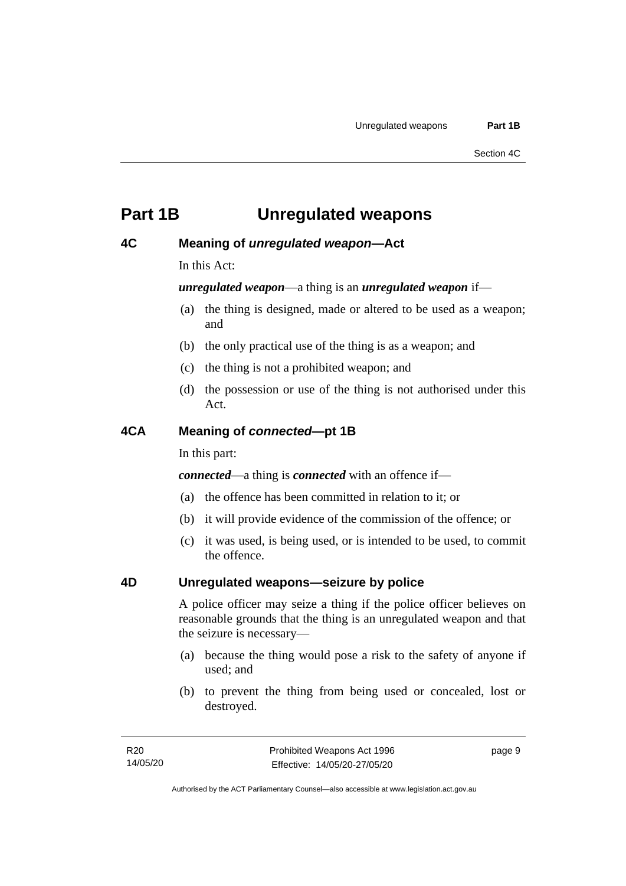# Part 1B Unregulated weapons

## 4C Meaning of *unregulated weapon*—Act

In this Act:

***unregulated weapon***—a thing is an ***unregulated weapon*** if—

(a) the thing is designed, made or altered to be used as a weapon; and

(b) the only practical use of the thing is as a weapon; and

(c) the thing is not a prohibited weapon; and

(d) the possession or use of the thing is not authorised under this Act.

## 4CA Meaning of *connected*—pt 1B

In this part:

***connected***—a thing is ***connected*** with an offence if—

(a) the offence has been committed in relation to it; or

(b) it will provide evidence of the commission of the offence; or

(c) it was used, is being used, or is intended to be used, to commit the offence.

## 4D Unregulated weapons—seizure by police

A police officer may seize a thing if the police officer believes on reasonable grounds that the thing is an unregulated weapon and that the seizure is necessary—

(a) because the thing would pose a risk to the safety of anyone if used; and

(b) to prevent the thing from being used or concealed, lost or destroyed.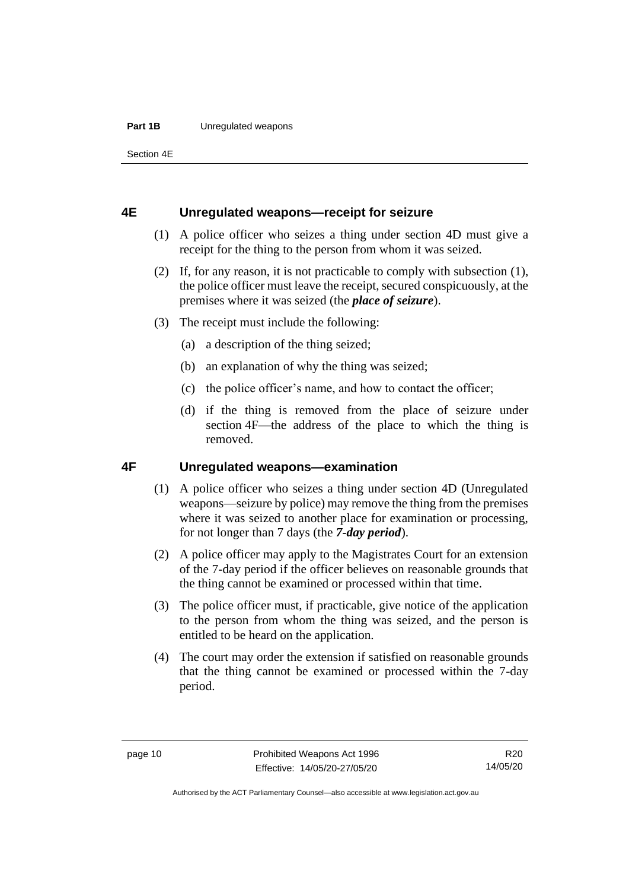## 4E Unregulated weapons—receipt for seizure

(1) A police officer who seizes a thing under section 4D must give a receipt for the thing to the person from whom it was seized.

(2) If, for any reason, it is not practicable to comply with subsection (1), the police officer must leave the receipt, secured conspicuously, at the premises where it was seized (the ***place of seizure***).

(3) The receipt must include the following:

(a) a description of the thing seized;

(b) an explanation of why the thing was seized;

(c) the police officer's name, and how to contact the officer;

(d) if the thing is removed from the place of seizure under section 4F—the address of the place to which the thing is removed.

## 4F Unregulated weapons—examination

(1) A police officer who seizes a thing under section 4D (Unregulated weapons—seizure by police) may remove the thing from the premises where it was seized to another place for examination or processing, for not longer than 7 days (the ***7-day period***).

(2) A police officer may apply to the Magistrates Court for an extension of the 7-day period if the officer believes on reasonable grounds that the thing cannot be examined or processed within that time.

(3) The police officer must, if practicable, give notice of the application to the person from whom the thing was seized, and the person is entitled to be heard on the application.

(4) The court may order the extension if satisfied on reasonable grounds that the thing cannot be examined or processed within the 7-day period.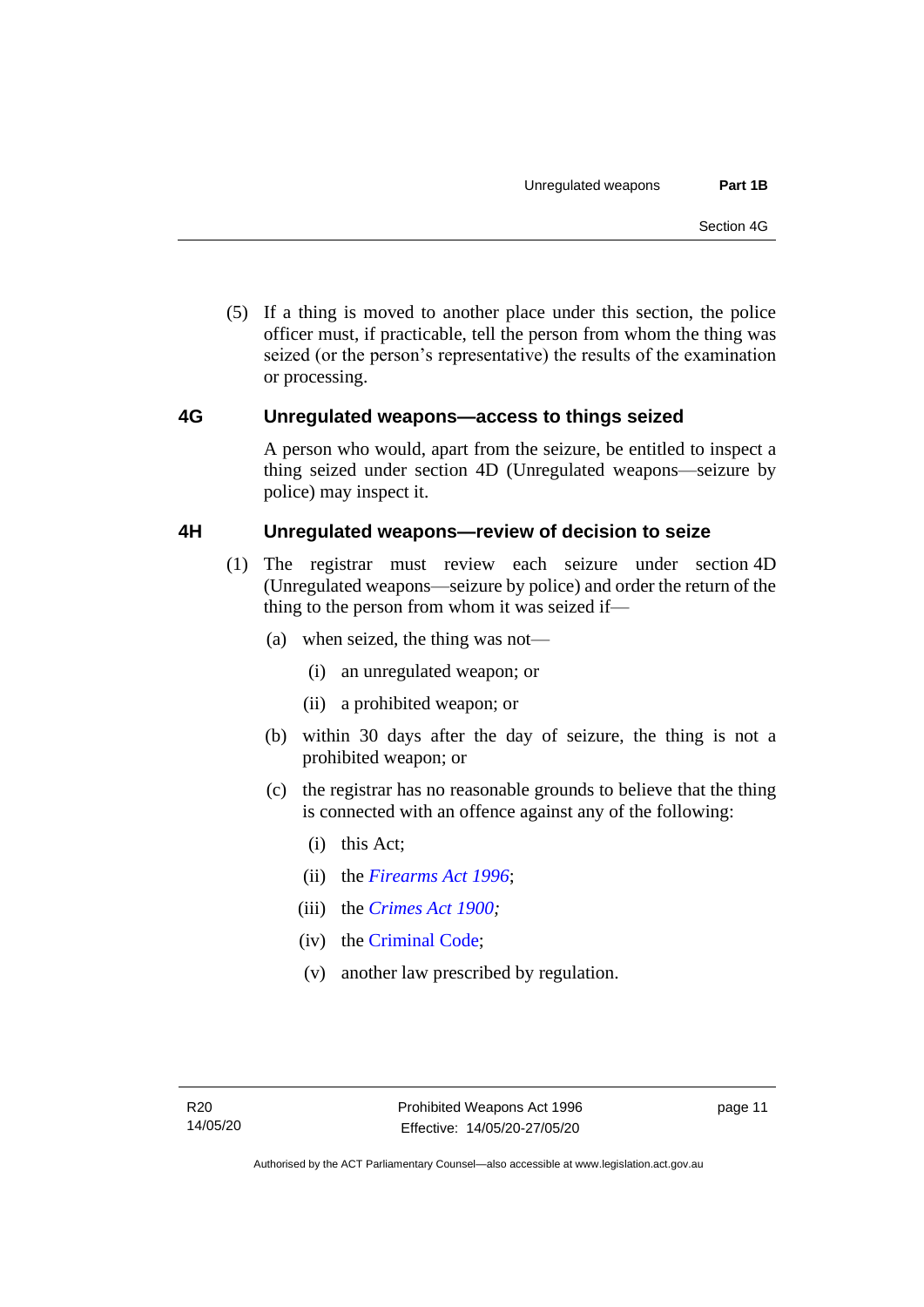(5) If a thing is moved to another place under this section, the police officer must, if practicable, tell the person from whom the thing was seized (or the person's representative) the results of the examination or processing.

### 4G Unregulated weapons—access to things seized

A person who would, apart from the seizure, be entitled to inspect a thing seized under section 4D (Unregulated weapons—seizure by police) may inspect it.

### 4H Unregulated weapons—review of decision to seize

(1) The registrar must review each seizure under section 4D (Unregulated weapons—seizure by police) and order the return of the thing to the person from whom it was seized if—

(a) when seized, the thing was not—

(i) an unregulated weapon; or

(ii) a prohibited weapon; or

(b) within 30 days after the day of seizure, the thing is not a prohibited weapon; or

(c) the registrar has no reasonable grounds to believe that the thing is connected with an offence against any of the following:

(i) this Act;

(ii) the *Firearms Act 1996*;

(iii) the *Crimes Act 1900;*

(iv) the Criminal Code;

(v) another law prescribed by regulation.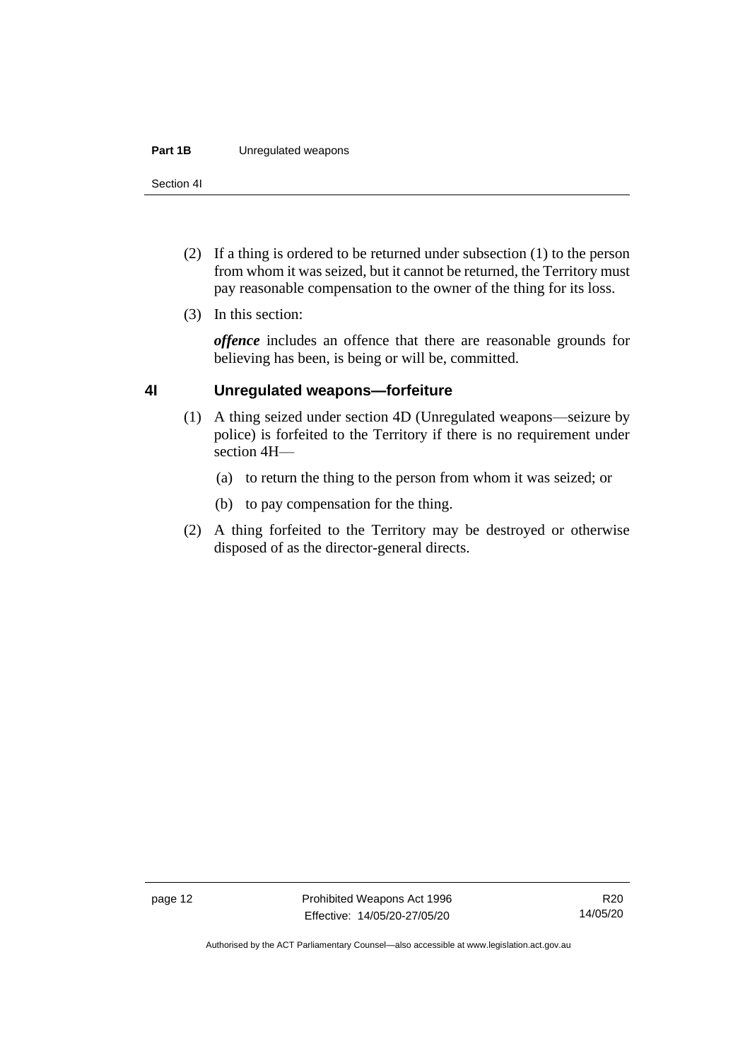(2) If a thing is ordered to be returned under subsection (1) to the person from whom it was seized, but it cannot be returned, the Territory must pay reasonable compensation to the owner of the thing for its loss.

(3) In this section:

***offence*** includes an offence that there are reasonable grounds for believing has been, is being or will be, committed.

## 4I Unregulated weapons—forfeiture

(1) A thing seized under section 4D (Unregulated weapons—seizure by police) is forfeited to the Territory if there is no requirement under section 4H—

(a) to return the thing to the person from whom it was seized; or

(b) to pay compensation for the thing.

(2) A thing forfeited to the Territory may be destroyed or otherwise disposed of as the director-general directs.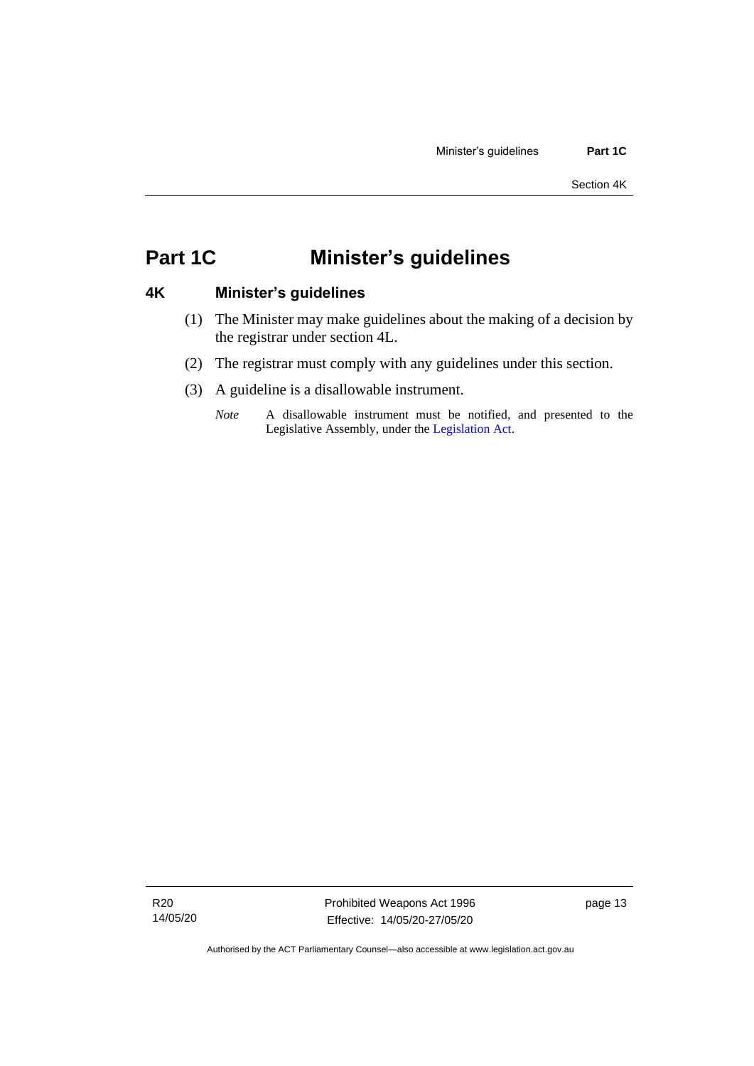# Part 1C Minister's guidelines

## 4K Minister's guidelines

(1) The Minister may make guidelines about the making of a decision by the registrar under section 4L.

(2) The registrar must comply with any guidelines under this section.

(3) A guideline is a disallowable instrument.

*Note* A disallowable instrument must be notified, and presented to the Legislative Assembly, under the Legislation Act.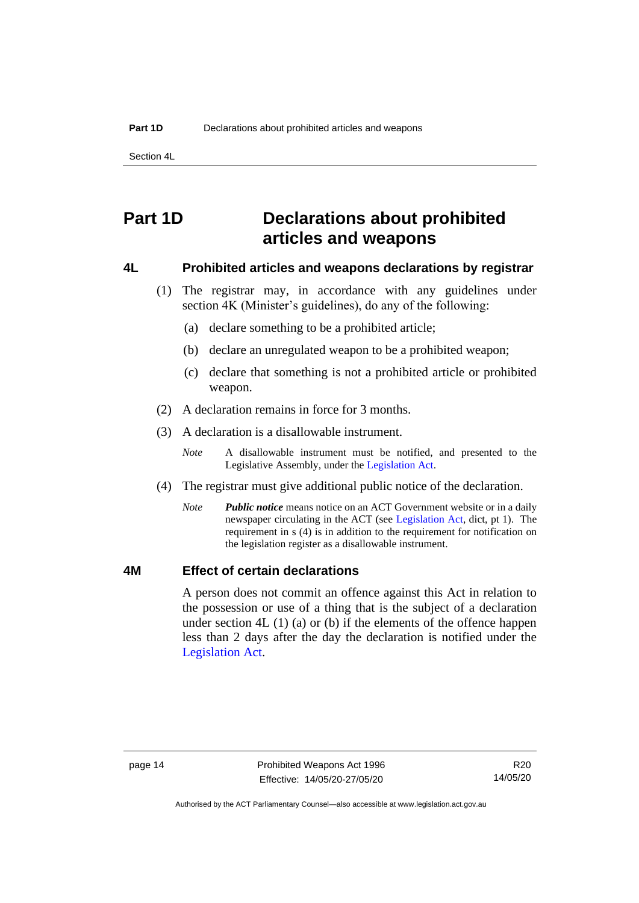# Part 1D Declarations about prohibited articles and weapons

## 4L Prohibited articles and weapons declarations by registrar

(1) The registrar may, in accordance with any guidelines under section 4K (Minister's guidelines), do any of the following:

(a) declare something to be a prohibited article;

(b) declare an unregulated weapon to be a prohibited weapon;

(c) declare that something is not a prohibited article or prohibited weapon.

(2) A declaration remains in force for 3 months.

(3) A declaration is a disallowable instrument.

*Note* A disallowable instrument must be notified, and presented to the Legislative Assembly, under the Legislation Act.

(4) The registrar must give additional public notice of the declaration.

*Note* ***Public notice*** means notice on an ACT Government website or in a daily newspaper circulating in the ACT (see Legislation Act, dict, pt 1). The requirement in s (4) is in addition to the requirement for notification on the legislation register as a disallowable instrument.

## 4M Effect of certain declarations

A person does not commit an offence against this Act in relation to the possession or use of a thing that is the subject of a declaration under section 4L (1) (a) or (b) if the elements of the offence happen less than 2 days after the day the declaration is notified under the Legislation Act.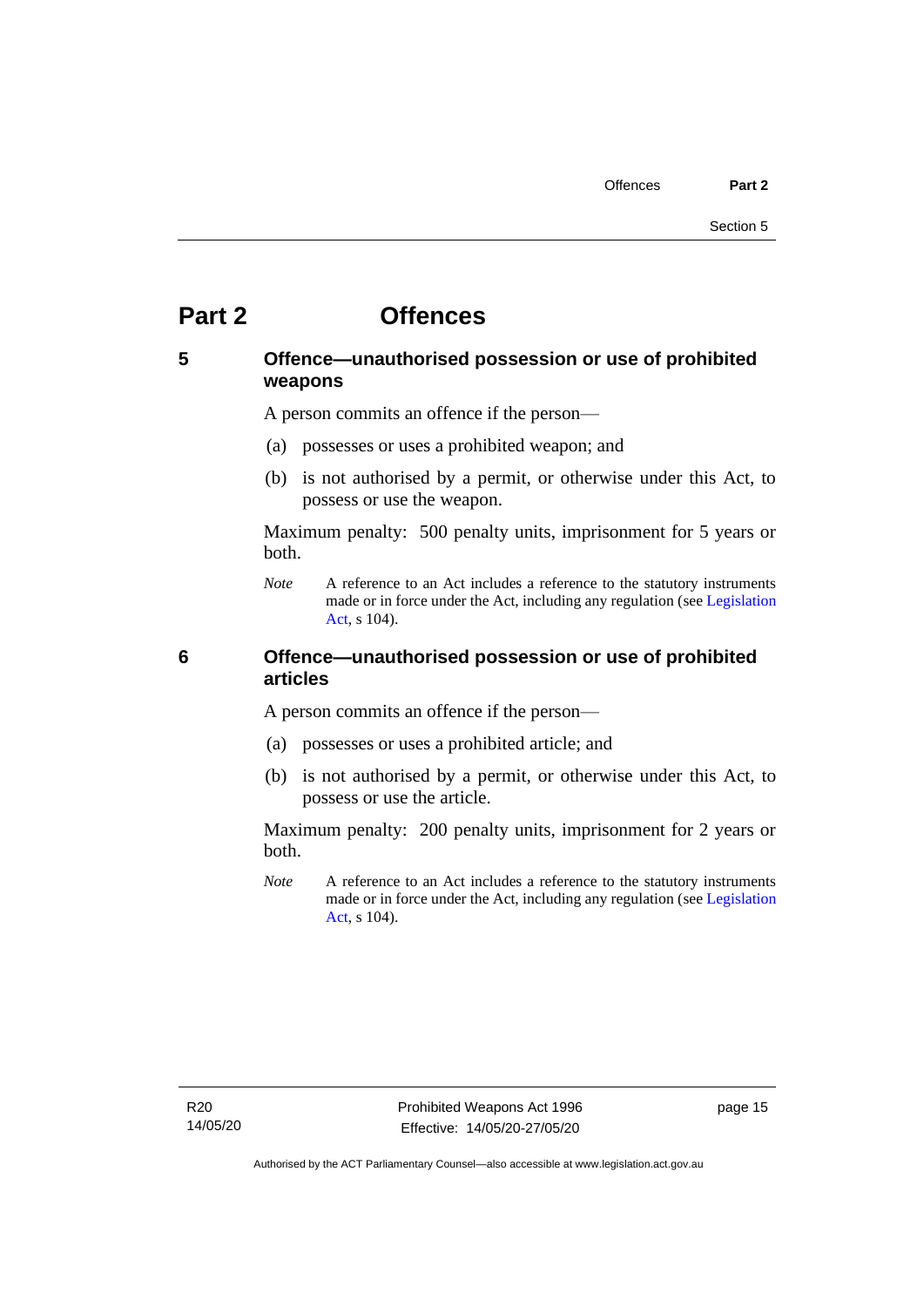# Part 2 Offences

## 5 Offence—unauthorised possession or use of prohibited weapons

A person commits an offence if the person—

(a) possesses or uses a prohibited weapon; and

(b) is not authorised by a permit, or otherwise under this Act, to possess or use the weapon.

Maximum penalty: 500 penalty units, imprisonment for 5 years or both.

*Note* A reference to an Act includes a reference to the statutory instruments made or in force under the Act, including any regulation (see Legislation Act, s 104).

## 6 Offence—unauthorised possession or use of prohibited articles

A person commits an offence if the person—

(a) possesses or uses a prohibited article; and

(b) is not authorised by a permit, or otherwise under this Act, to possess or use the article.

Maximum penalty: 200 penalty units, imprisonment for 2 years or both.

*Note* A reference to an Act includes a reference to the statutory instruments made or in force under the Act, including any regulation (see Legislation Act, s 104).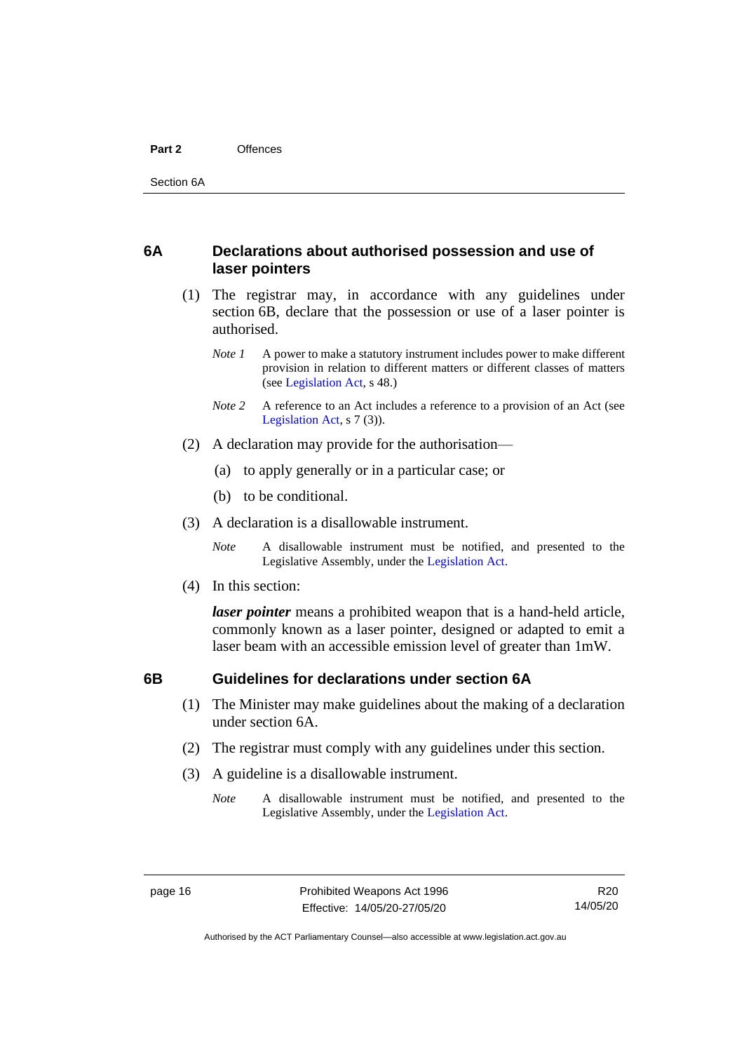## 6A Declarations about authorised possession and use of laser pointers

(1) The registrar may, in accordance with any guidelines under section 6B, declare that the possession or use of a laser pointer is authorised.

*Note 1* A power to make a statutory instrument includes power to make different provision in relation to different matters or different classes of matters (see Legislation Act, s 48.)

*Note 2* A reference to an Act includes a reference to a provision of an Act (see Legislation Act, s 7 (3)).

(2) A declaration may provide for the authorisation—

(a) to apply generally or in a particular case; or

(b) to be conditional.

(3) A declaration is a disallowable instrument.

*Note* A disallowable instrument must be notified, and presented to the Legislative Assembly, under the Legislation Act.

(4) In this section:

***laser pointer*** means a prohibited weapon that is a hand-held article, commonly known as a laser pointer, designed or adapted to emit a laser beam with an accessible emission level of greater than 1mW.

## 6B Guidelines for declarations under section 6A

(1) The Minister may make guidelines about the making of a declaration under section 6A.

(2) The registrar must comply with any guidelines under this section.

(3) A guideline is a disallowable instrument.

*Note* A disallowable instrument must be notified, and presented to the Legislative Assembly, under the Legislation Act.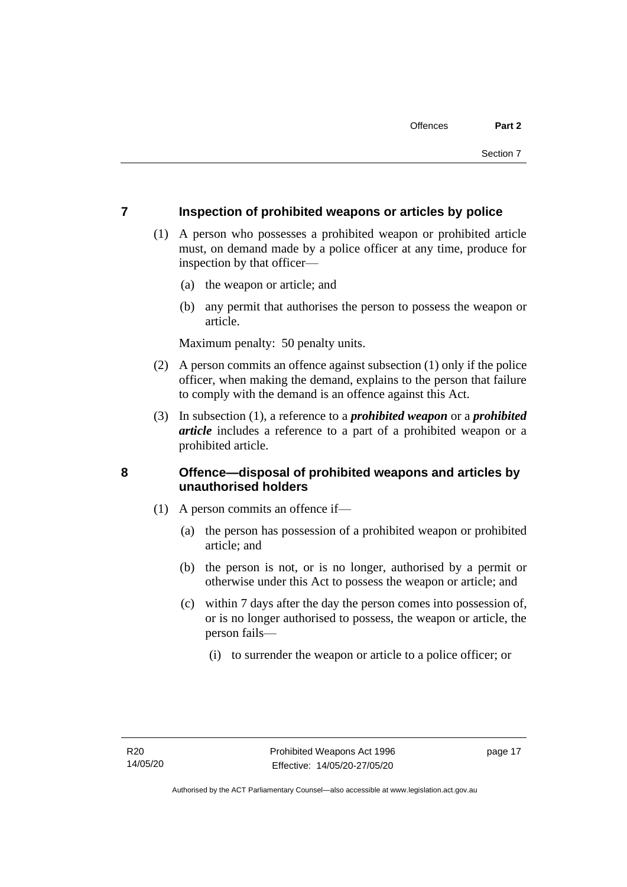## 7 Inspection of prohibited weapons or articles by police

(1) A person who possesses a prohibited weapon or prohibited article must, on demand made by a police officer at any time, produce for inspection by that officer—

(a) the weapon or article; and

(b) any permit that authorises the person to possess the weapon or article.

Maximum penalty: 50 penalty units.

(2) A person commits an offence against subsection (1) only if the police officer, when making the demand, explains to the person that failure to comply with the demand is an offence against this Act.

(3) In subsection (1), a reference to a ***prohibited weapon*** or a ***prohibited article*** includes a reference to a part of a prohibited weapon or a prohibited article.

## 8 Offence—disposal of prohibited weapons and articles by unauthorised holders

(1) A person commits an offence if—

(a) the person has possession of a prohibited weapon or prohibited article; and

(b) the person is not, or is no longer, authorised by a permit or otherwise under this Act to possess the weapon or article; and

(c) within 7 days after the day the person comes into possession of, or is no longer authorised to possess, the weapon or article, the person fails—

(i) to surrender the weapon or article to a police officer; or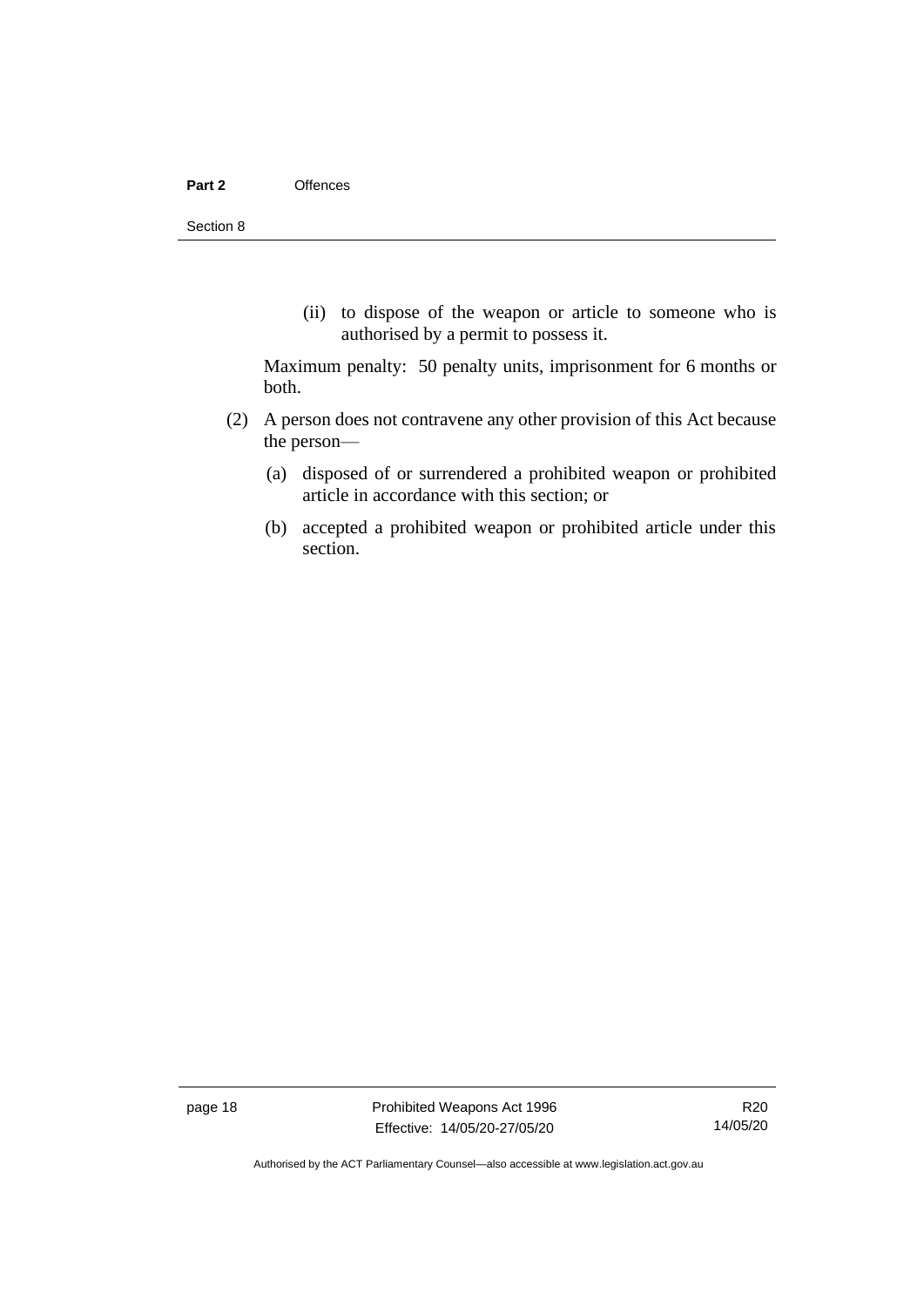(ii) to dispose of the weapon or article to someone who is authorised by a permit to possess it.

Maximum penalty: 50 penalty units, imprisonment for 6 months or both.

(2) A person does not contravene any other provision of this Act because the person—

(a) disposed of or surrendered a prohibited weapon or prohibited article in accordance with this section; or

(b) accepted a prohibited weapon or prohibited article under this section.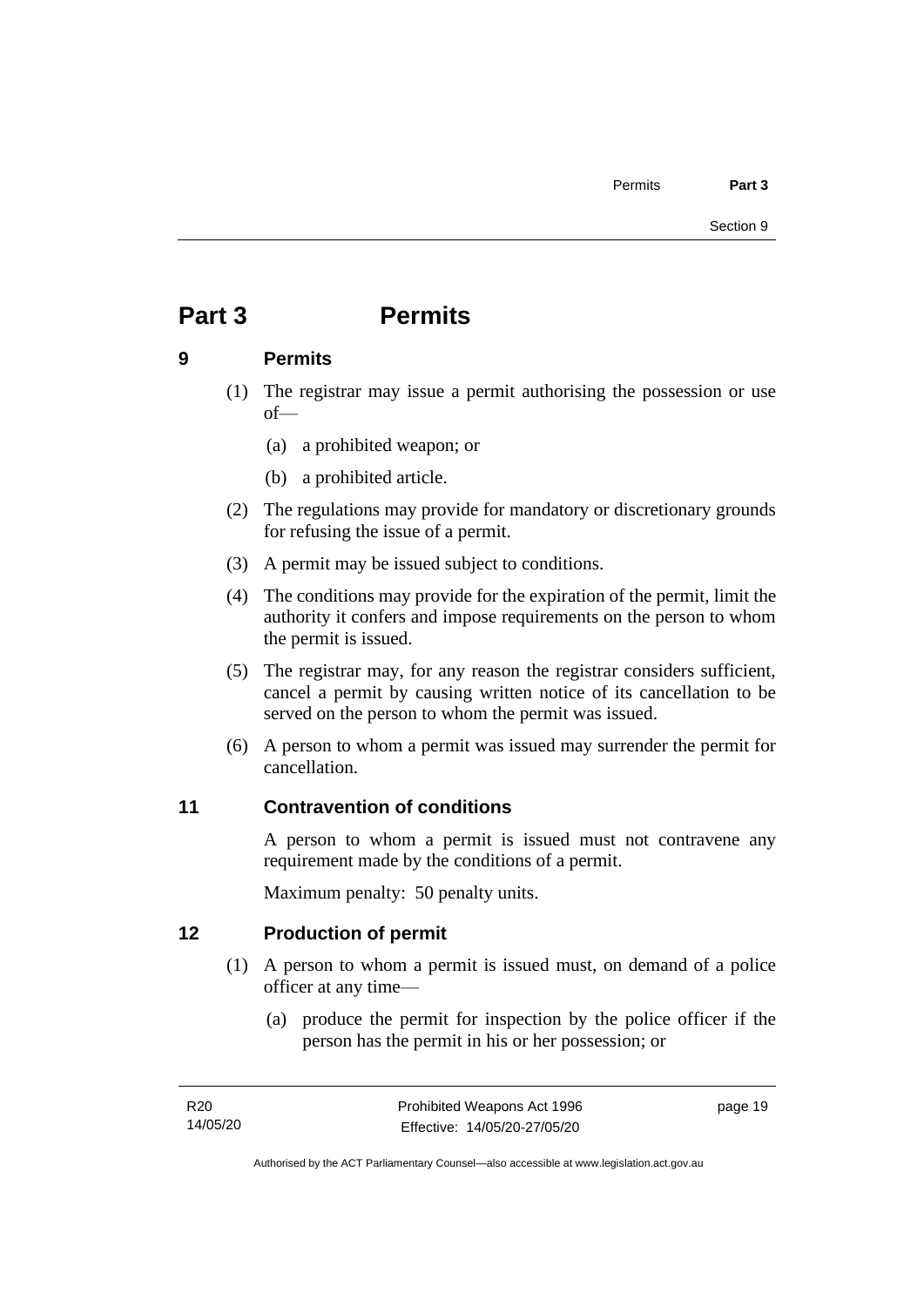# Part 3 Permits

## 9 Permits

(1) The registrar may issue a permit authorising the possession or use of—

(a) a prohibited weapon; or

(b) a prohibited article.

(2) The regulations may provide for mandatory or discretionary grounds for refusing the issue of a permit.

(3) A permit may be issued subject to conditions.

(4) The conditions may provide for the expiration of the permit, limit the authority it confers and impose requirements on the person to whom the permit is issued.

(5) The registrar may, for any reason the registrar considers sufficient, cancel a permit by causing written notice of its cancellation to be served on the person to whom the permit was issued.

(6) A person to whom a permit was issued may surrender the permit for cancellation.

## 11 Contravention of conditions

A person to whom a permit is issued must not contravene any requirement made by the conditions of a permit.

Maximum penalty: 50 penalty units.

## 12 Production of permit

(1) A person to whom a permit is issued must, on demand of a police officer at any time—

(a) produce the permit for inspection by the police officer if the person has the permit in his or her possession; or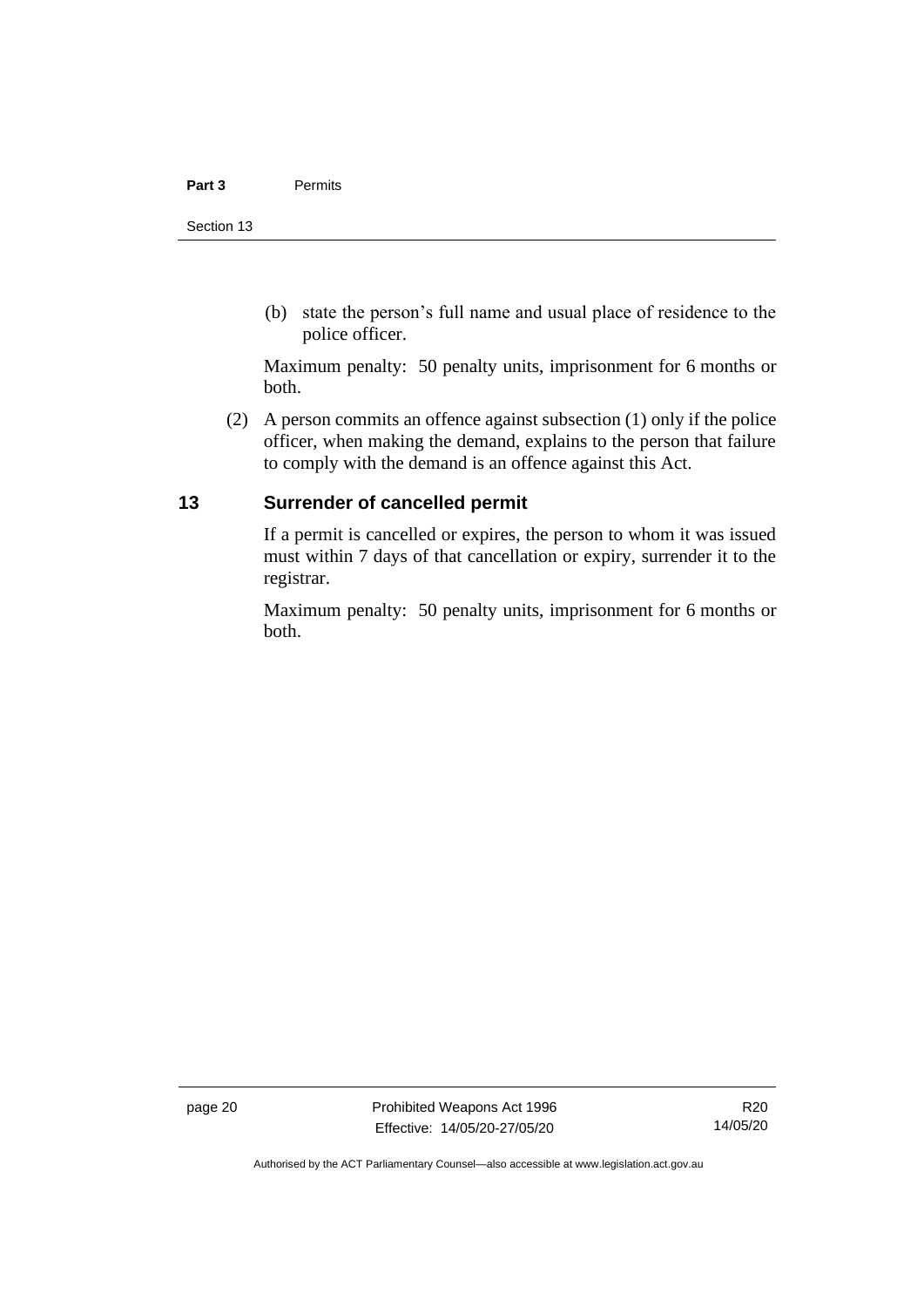(b) state the person's full name and usual place of residence to the police officer.

Maximum penalty: 50 penalty units, imprisonment for 6 months or both.

(2) A person commits an offence against subsection (1) only if the police officer, when making the demand, explains to the person that failure to comply with the demand is an offence against this Act.

## 13 Surrender of cancelled permit

If a permit is cancelled or expires, the person to whom it was issued must within 7 days of that cancellation or expiry, surrender it to the registrar.

Maximum penalty: 50 penalty units, imprisonment for 6 months or both.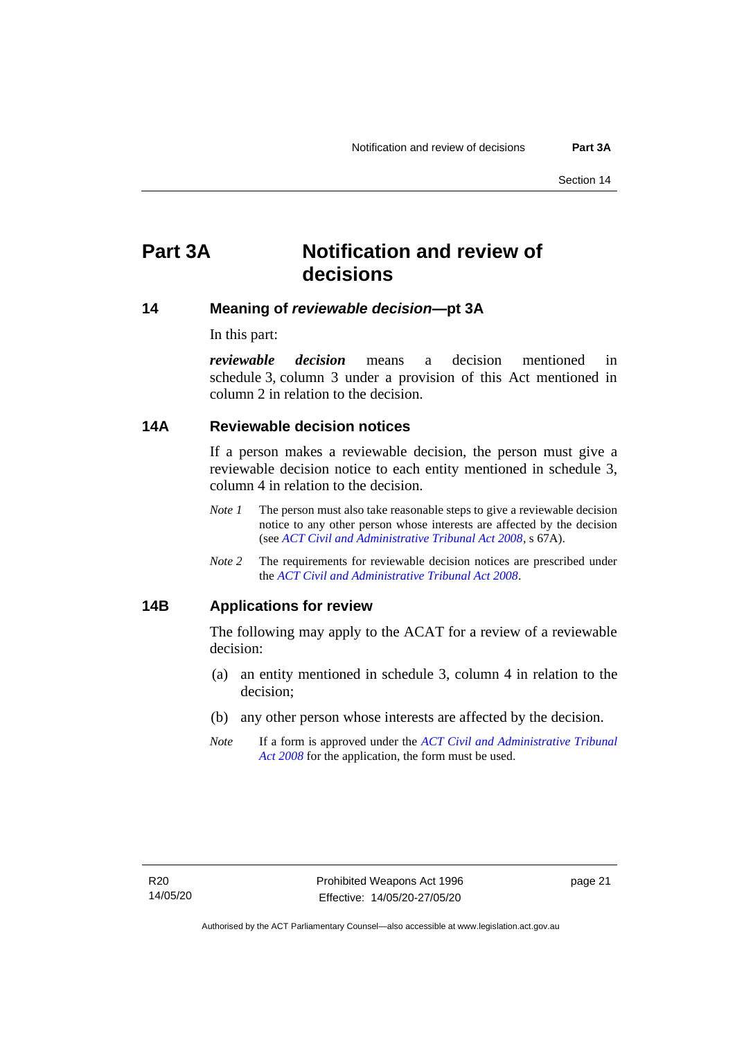# Part 3A Notification and review of decisions

## 14 Meaning of *reviewable decision*—pt 3A

In this part:

***reviewable decision*** means a decision mentioned in schedule 3, column 3 under a provision of this Act mentioned in column 2 in relation to the decision.

## 14A Reviewable decision notices

If a person makes a reviewable decision, the person must give a reviewable decision notice to each entity mentioned in schedule 3, column 4 in relation to the decision.

*Note 1* The person must also take reasonable steps to give a reviewable decision notice to any other person whose interests are affected by the decision (see *ACT Civil and Administrative Tribunal Act 2008*, s 67A).

*Note 2* The requirements for reviewable decision notices are prescribed under the *ACT Civil and Administrative Tribunal Act 2008*.

## 14B Applications for review

The following may apply to the ACAT for a review of a reviewable decision:

(a) an entity mentioned in schedule 3, column 4 in relation to the decision;

(b) any other person whose interests are affected by the decision.

*Note* If a form is approved under the *ACT Civil and Administrative Tribunal Act 2008* for the application, the form must be used.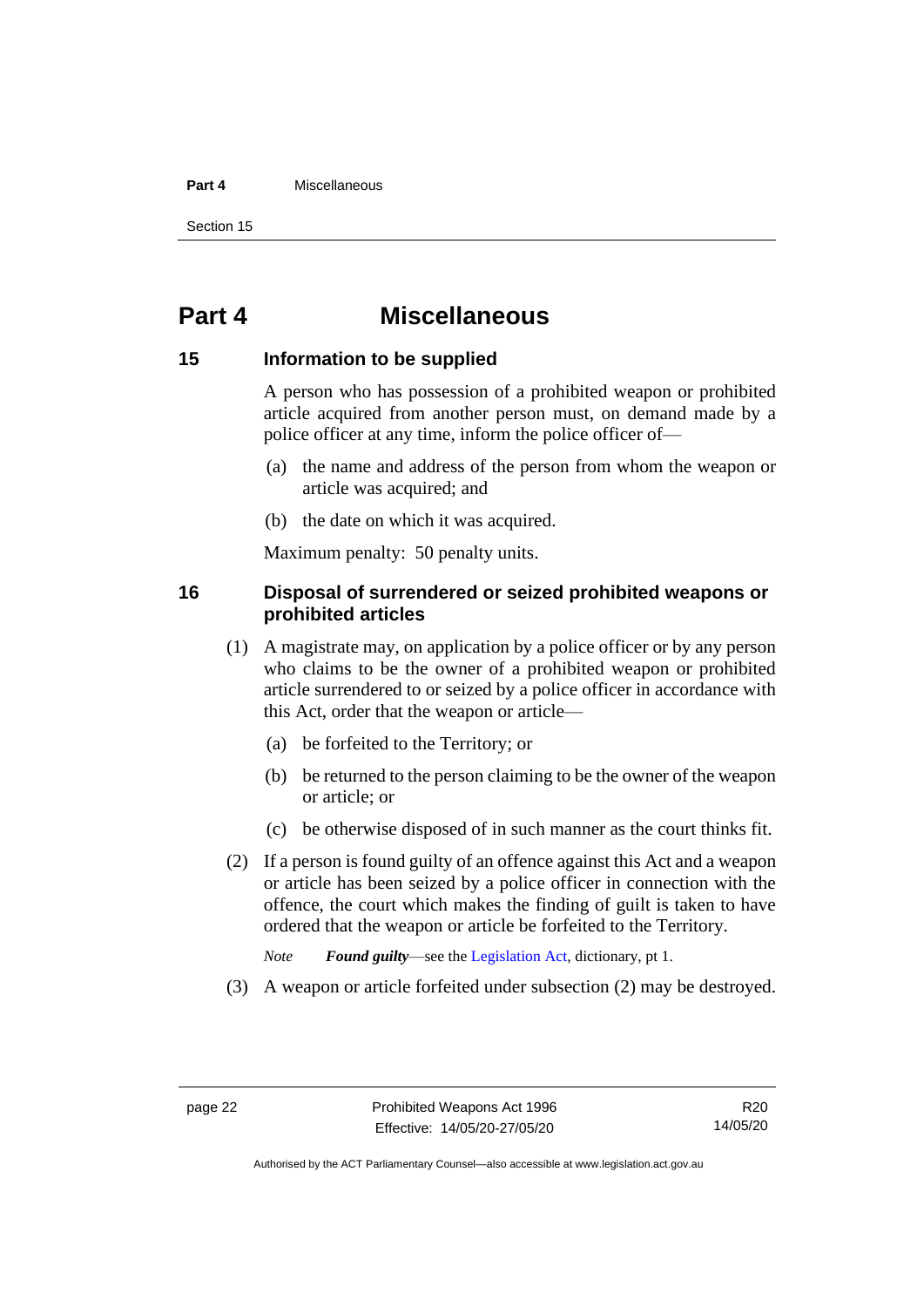# Part 4 Miscellaneous

## 15 Information to be supplied

A person who has possession of a prohibited weapon or prohibited article acquired from another person must, on demand made by a police officer at any time, inform the police officer of—

(a) the name and address of the person from whom the weapon or article was acquired; and

(b) the date on which it was acquired.

Maximum penalty: 50 penalty units.

## 16 Disposal of surrendered or seized prohibited weapons or prohibited articles

(1) A magistrate may, on application by a police officer or by any person who claims to be the owner of a prohibited weapon or prohibited article surrendered to or seized by a police officer in accordance with this Act, order that the weapon or article—

(a) be forfeited to the Territory; or

(b) be returned to the person claiming to be the owner of the weapon or article; or

(c) be otherwise disposed of in such manner as the court thinks fit.

(2) If a person is found guilty of an offence against this Act and a weapon or article has been seized by a police officer in connection with the offence, the court which makes the finding of guilt is taken to have ordered that the weapon or article be forfeited to the Territory.

*Note* ***Found guilty***—see the Legislation Act, dictionary, pt 1.

(3) A weapon or article forfeited under subsection (2) may be destroyed.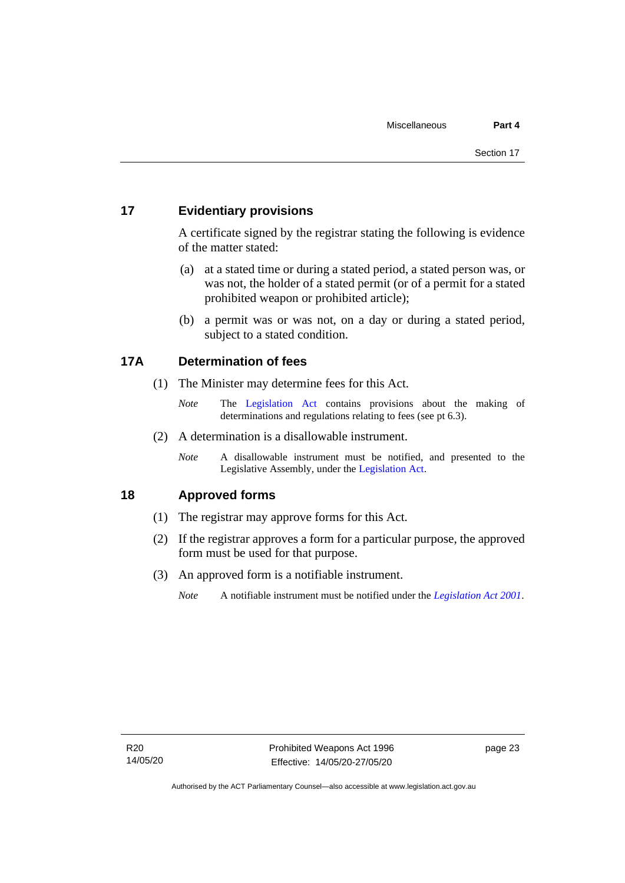## 17 Evidentiary provisions

A certificate signed by the registrar stating the following is evidence of the matter stated:

(a) at a stated time or during a stated period, a stated person was, or was not, the holder of a stated permit (or of a permit for a stated prohibited weapon or prohibited article);

(b) a permit was or was not, on a day or during a stated period, subject to a stated condition.

## 17A Determination of fees

(1) The Minister may determine fees for this Act.

*Note* The Legislation Act contains provisions about the making of determinations and regulations relating to fees (see pt 6.3).

(2) A determination is a disallowable instrument.

*Note* A disallowable instrument must be notified, and presented to the Legislative Assembly, under the Legislation Act.

## 18 Approved forms

(1) The registrar may approve forms for this Act.

(2) If the registrar approves a form for a particular purpose, the approved form must be used for that purpose.

(3) An approved form is a notifiable instrument.

*Note* A notifiable instrument must be notified under the *Legislation Act 2001*.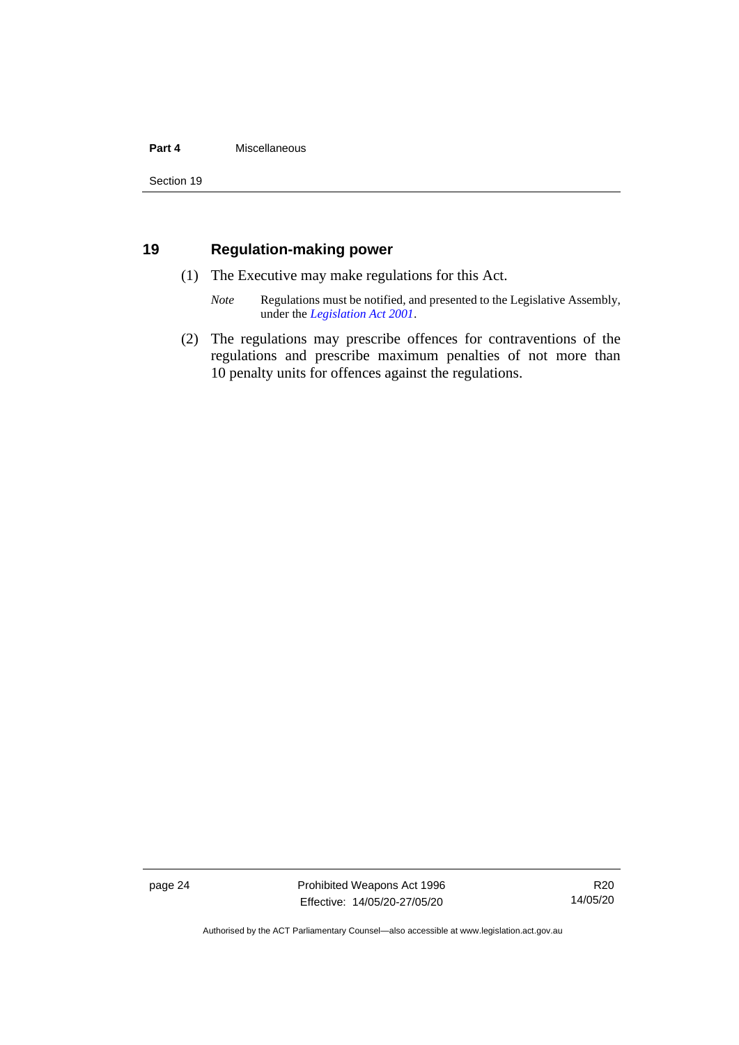## 19 Regulation-making power

(1) The Executive may make regulations for this Act.

*Note* Regulations must be notified, and presented to the Legislative Assembly, under the *Legislation Act 2001*.

(2) The regulations may prescribe offences for contraventions of the regulations and prescribe maximum penalties of not more than 10 penalty units for offences against the regulations.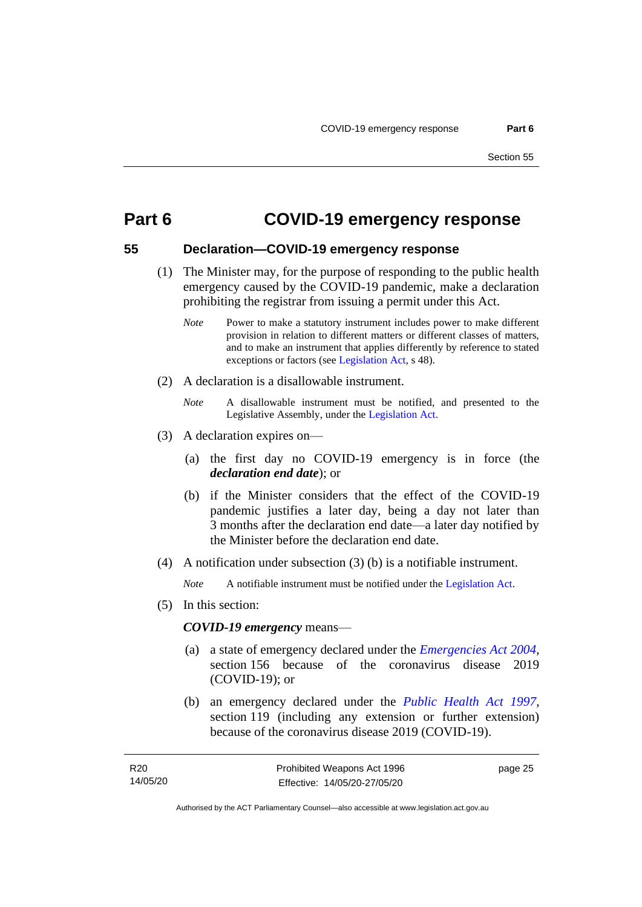# Part 6 COVID-19 emergency response

## 55 Declaration—COVID-19 emergency response

(1) The Minister may, for the purpose of responding to the public health emergency caused by the COVID-19 pandemic, make a declaration prohibiting the registrar from issuing a permit under this Act.

*Note* Power to make a statutory instrument includes power to make different provision in relation to different matters or different classes of matters, and to make an instrument that applies differently by reference to stated exceptions or factors (see Legislation Act, s 48).

(2) A declaration is a disallowable instrument.

*Note* A disallowable instrument must be notified, and presented to the Legislative Assembly, under the Legislation Act.

(3) A declaration expires on—

(a) the first day no COVID-19 emergency is in force (the ***declaration end date***); or

(b) if the Minister considers that the effect of the COVID-19 pandemic justifies a later day, being a day not later than 3 months after the declaration end date—a later day notified by the Minister before the declaration end date.

(4) A notification under subsection (3) (b) is a notifiable instrument.

*Note* A notifiable instrument must be notified under the Legislation Act.

(5) In this section:

***COVID-19 emergency*** means—

(a) a state of emergency declared under the *Emergencies Act 2004*, section 156 because of the coronavirus disease 2019 (COVID-19); or

(b) an emergency declared under the *Public Health Act 1997*, section 119 (including any extension or further extension) because of the coronavirus disease 2019 (COVID-19).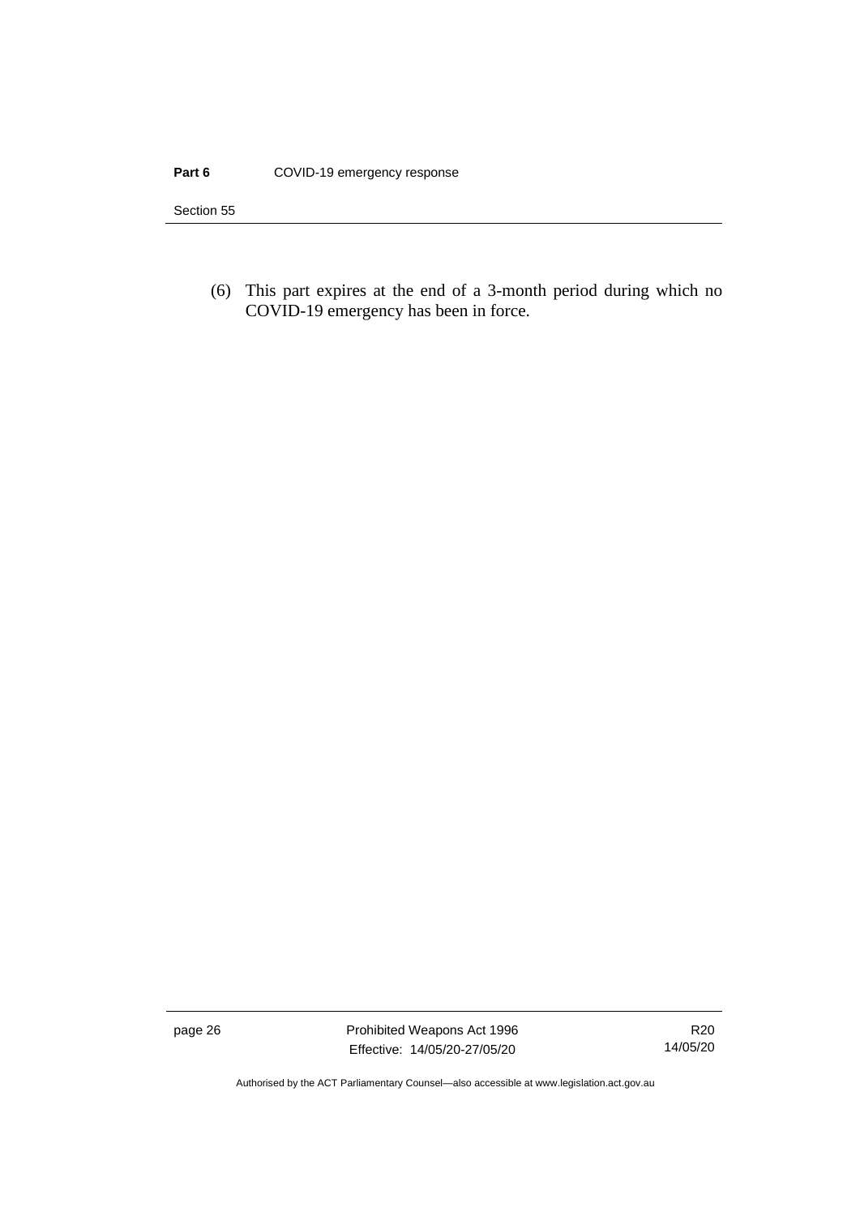(6) This part expires at the end of a 3-month period during which no COVID-19 emergency has been in force.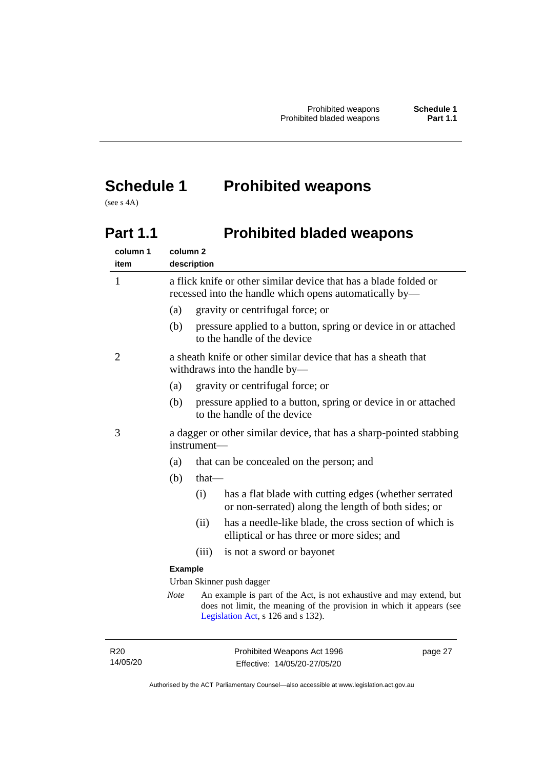# Schedule 1 Prohibited weapons

(see s 4A)

## Part 1.1 Prohibited bladed weapons

| column 1 item | column 2 description |
|---|---|
| 1 | a flick knife or other similar device that has a blade folded or recessed into the handle which opens automatically by—<br>(a) gravity or centrifugal force; or<br>(b) pressure applied to a button, spring or device in or attached to the handle of the device |
| 2 | a sheath knife or other similar device that has a sheath that withdraws into the handle by—<br>(a) gravity or centrifugal force; or<br>(b) pressure applied to a button, spring or device in or attached to the handle of the device |
| 3 | a dagger or other similar device, that has a sharp-pointed stabbing instrument—<br>(a) that can be concealed on the person; and<br>(b) that—<br>(i) has a flat blade with cutting edges (whether serrated or non-serrated) along the length of both sides; or<br>(ii) has a needle-like blade, the cross section of which is elliptical or has three or more sides; and<br>(iii) is not a sword or bayonet<br>**Example**<br>Urban Skinner push dagger<br>*Note* An example is part of the Act, is not exhaustive and may extend, but does not limit, the meaning of the provision in which it appears (see Legislation Act, s 126 and s 132). |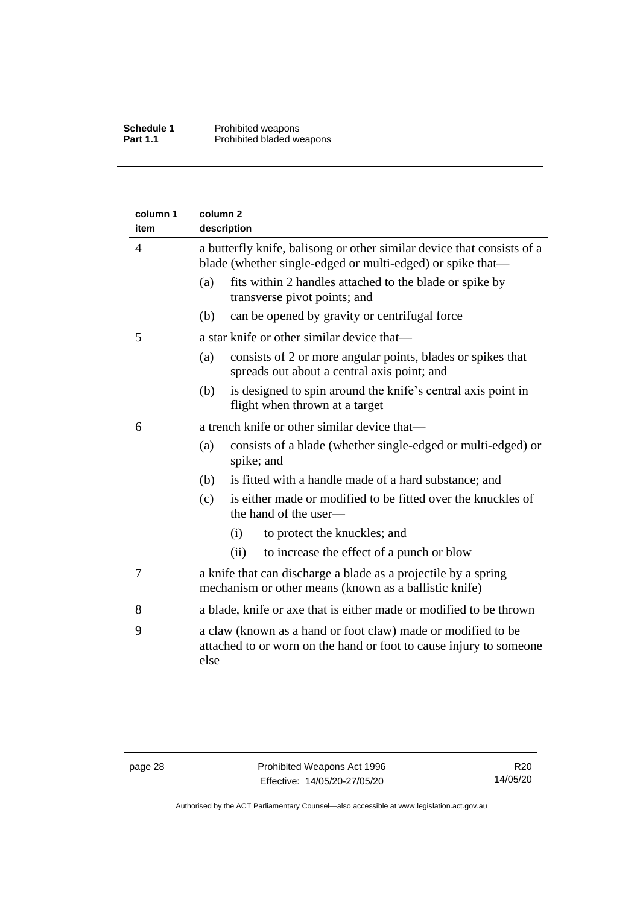| column 1 item | column 2 description |
|---|---|
| 4 | a butterfly knife, balisong or other similar device that consists of a blade (whether single-edged or multi-edged) or spike that—<br>(a) fits within 2 handles attached to the blade or spike by transverse pivot points; and<br>(b) can be opened by gravity or centrifugal force |
| 5 | a star knife or other similar device that—<br>(a) consists of 2 or more angular points, blades or spikes that spreads out about a central axis point; and<br>(b) is designed to spin around the knife's central axis point in flight when thrown at a target |
| 6 | a trench knife or other similar device that—<br>(a) consists of a blade (whether single-edged or multi-edged) or spike; and<br>(b) is fitted with a handle made of a hard substance; and<br>(c) is either made or modified to be fitted over the knuckles of the hand of the user—<br>(i) to protect the knuckles; and<br>(ii) to increase the effect of a punch or blow |
| 7 | a knife that can discharge a blade as a projectile by a spring mechanism or other means (known as a ballistic knife) |
| 8 | a blade, knife or axe that is either made or modified to be thrown |
| 9 | a claw (known as a hand or foot claw) made or modified to be attached to or worn on the hand or foot to cause injury to someone else |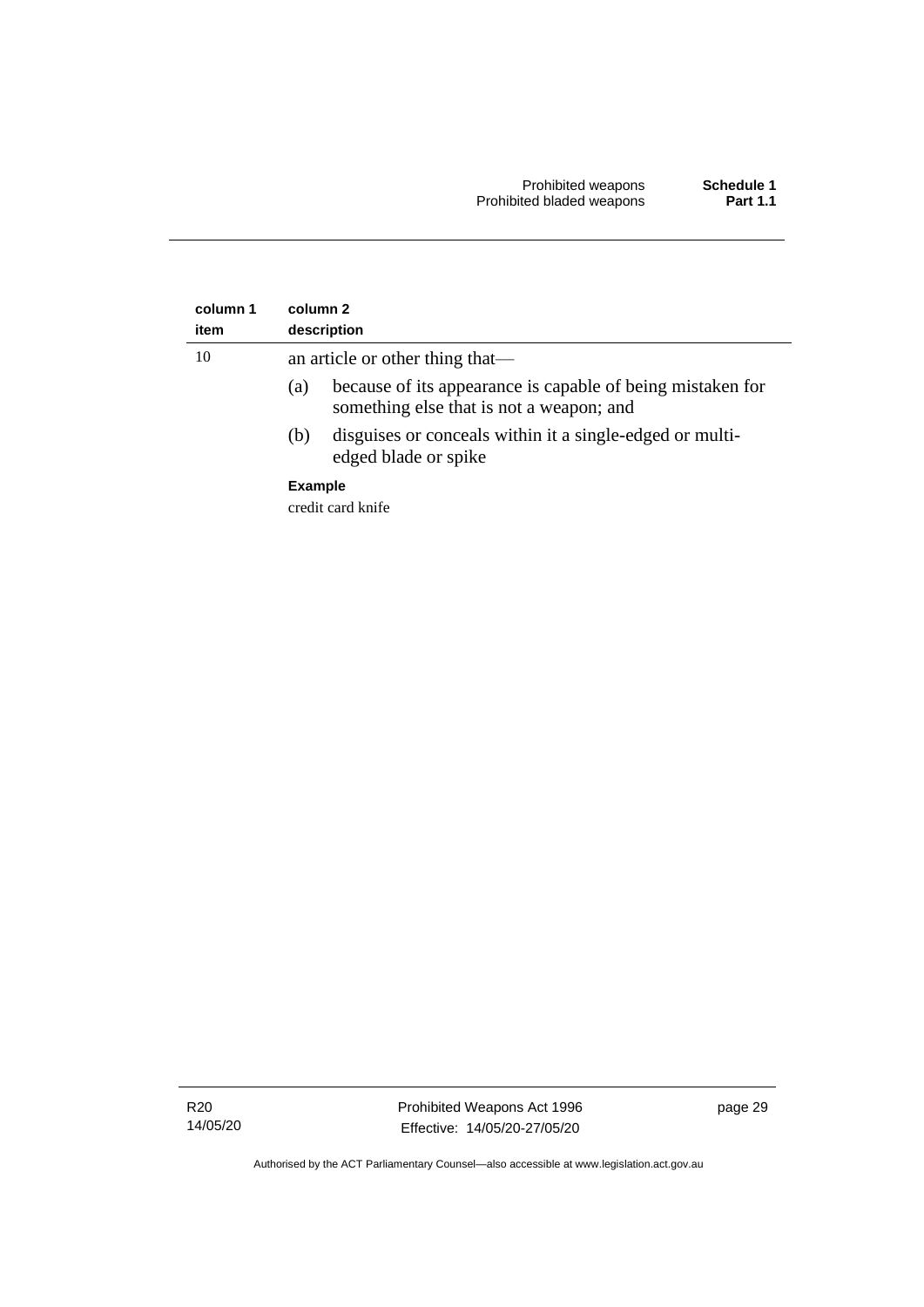| column 1<br>item | column 2<br>description |
|---|---|
| 10 | an article or other thing that—<br>(a) because of its appearance is capable of being mistaken for something else that is not a weapon; and<br>(b) disguises or conceals within it a single-edged or multi-edged blade or spike<br>**Example**<br>credit card knife |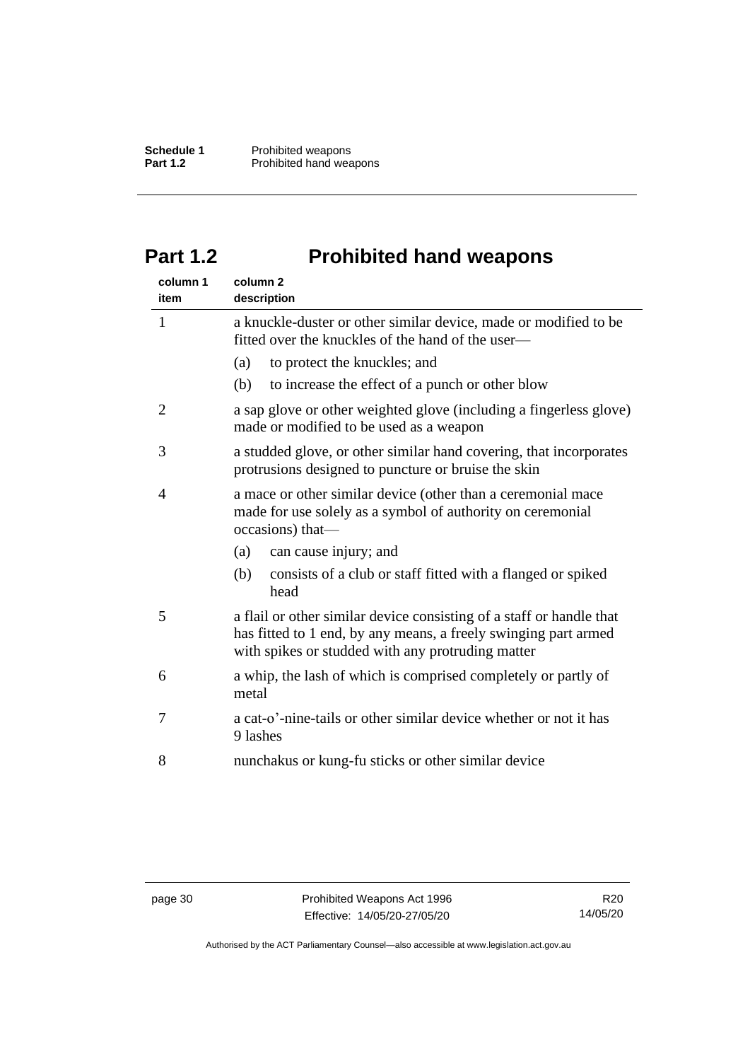## Part 1.2 Prohibited hand weapons

| column 1 item | column 2 description |
|---|---|
| 1 | a knuckle-duster or other similar device, made or modified to be fitted over the knuckles of the hand of the user— (a) to protect the knuckles; and (b) to increase the effect of a punch or other blow |
| 2 | a sap glove or other weighted glove (including a fingerless glove) made or modified to be used as a weapon |
| 3 | a studded glove, or other similar hand covering, that incorporates protrusions designed to puncture or bruise the skin |
| 4 | a mace or other similar device (other than a ceremonial mace made for use solely as a symbol of authority on ceremonial occasions) that— (a) can cause injury; and (b) consists of a club or staff fitted with a flanged or spiked head |
| 5 | a flail or other similar device consisting of a staff or handle that has fitted to 1 end, by any means, a freely swinging part armed with spikes or studded with any protruding matter |
| 6 | a whip, the lash of which is comprised completely or partly of metal |
| 7 | a cat-o'-nine-tails or other similar device whether or not it has 9 lashes |
| 8 | nunchakus or kung-fu sticks or other similar device |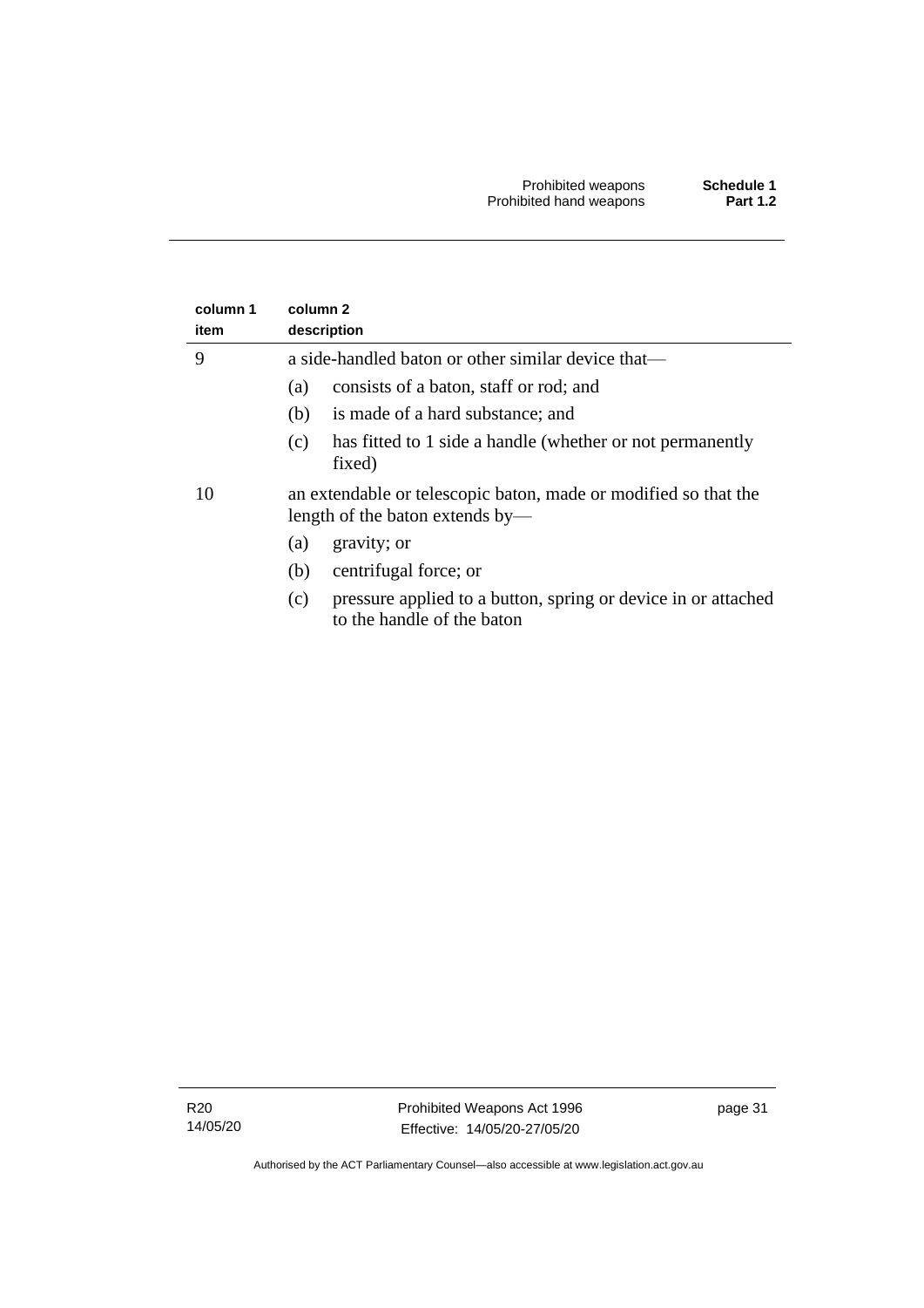| column 1 item | column 2 description |
|---|---|
| 9 | a side-handled baton or other similar device that—<br>(a) consists of a baton, staff or rod; and<br>(b) is made of a hard substance; and<br>(c) has fitted to 1 side a handle (whether or not permanently fixed) |
| 10 | an extendable or telescopic baton, made or modified so that the length of the baton extends by—<br>(a) gravity; or<br>(b) centrifugal force; or<br>(c) pressure applied to a button, spring or device in or attached to the handle of the baton |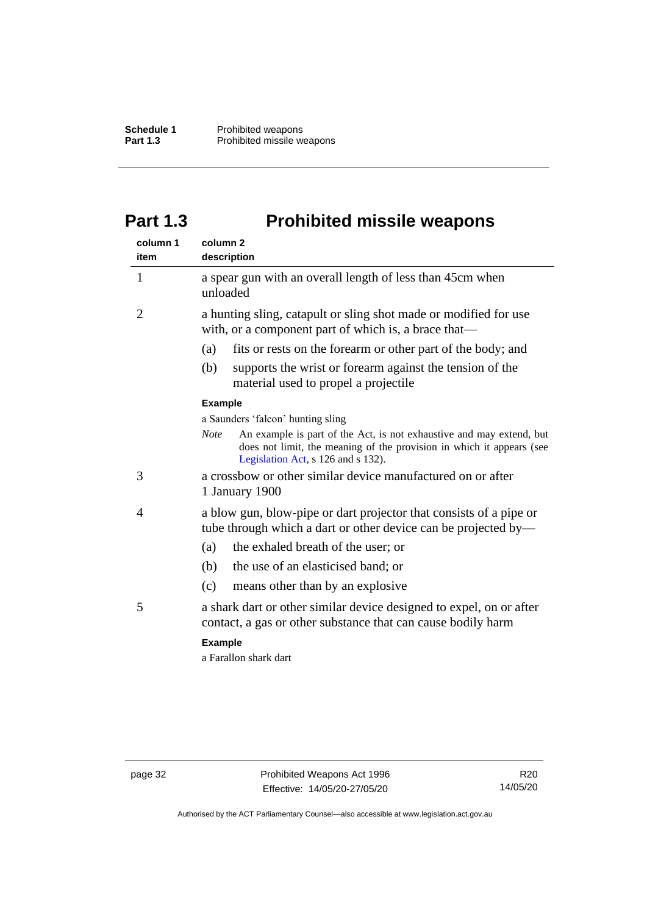## Part 1.3 Prohibited missile weapons

| column 1 item | column 2 description |
|---|---|
| 1 | a spear gun with an overall length of less than 45cm when unloaded |
| 2 | a hunting sling, catapult or sling shot made or modified for use with, or a component part of which is, a brace that—<br>(a) fits or rests on the forearm or other part of the body; and<br>(b) supports the wrist or forearm against the tension of the material used to propel a projectile<br>**Example**<br>a Saunders 'falcon' hunting sling<br>*Note* An example is part of the Act, is not exhaustive and may extend, but does not limit, the meaning of the provision in which it appears (see Legislation Act, s 126 and s 132). |
| 3 | a crossbow or other similar device manufactured on or after 1 January 1900 |
| 4 | a blow gun, blow-pipe or dart projector that consists of a pipe or tube through which a dart or other device can be projected by—<br>(a) the exhaled breath of the user; or<br>(b) the use of an elasticised band; or<br>(c) means other than by an explosive |
| 5 | a shark dart or other similar device designed to expel, on or after contact, a gas or other substance that can cause bodily harm<br>**Example**<br>a Farallon shark dart |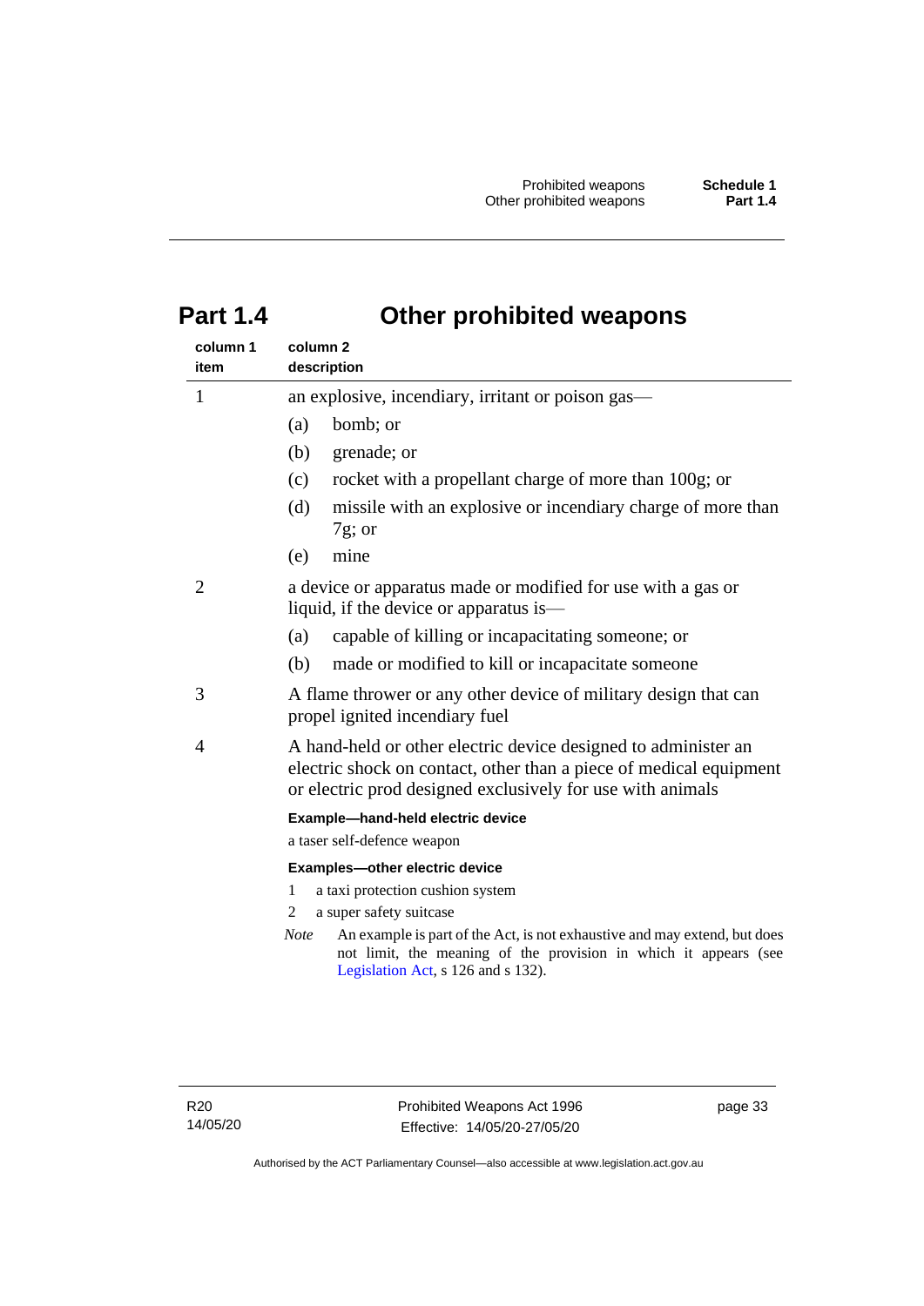# Part 1.4 Other prohibited weapons

| column 1 item | column 2 description |
|---|---|
| 1 | an explosive, incendiary, irritant or poison gas—<br>(a) bomb; or<br>(b) grenade; or<br>(c) rocket with a propellant charge of more than 100g; or<br>(d) missile with an explosive or incendiary charge of more than 7g; or<br>(e) mine |
| 2 | a device or apparatus made or modified for use with a gas or liquid, if the device or apparatus is—<br>(a) capable of killing or incapacitating someone; or<br>(b) made or modified to kill or incapacitate someone |
| 3 | A flame thrower or any other device of military design that can propel ignited incendiary fuel |
| 4 | A hand-held or other electric device designed to administer an electric shock on contact, other than a piece of medical equipment or electric prod designed exclusively for use with animals<br>**Example—hand-held electric device**<br>a taser self-defence weapon<br>**Examples—other electric device**<br>1 a taxi protection cushion system<br>2 a super safety suitcase<br>*Note* An example is part of the Act, is not exhaustive and may extend, but does not limit, the meaning of the provision in which it appears (see Legislation Act, s 126 and s 132). |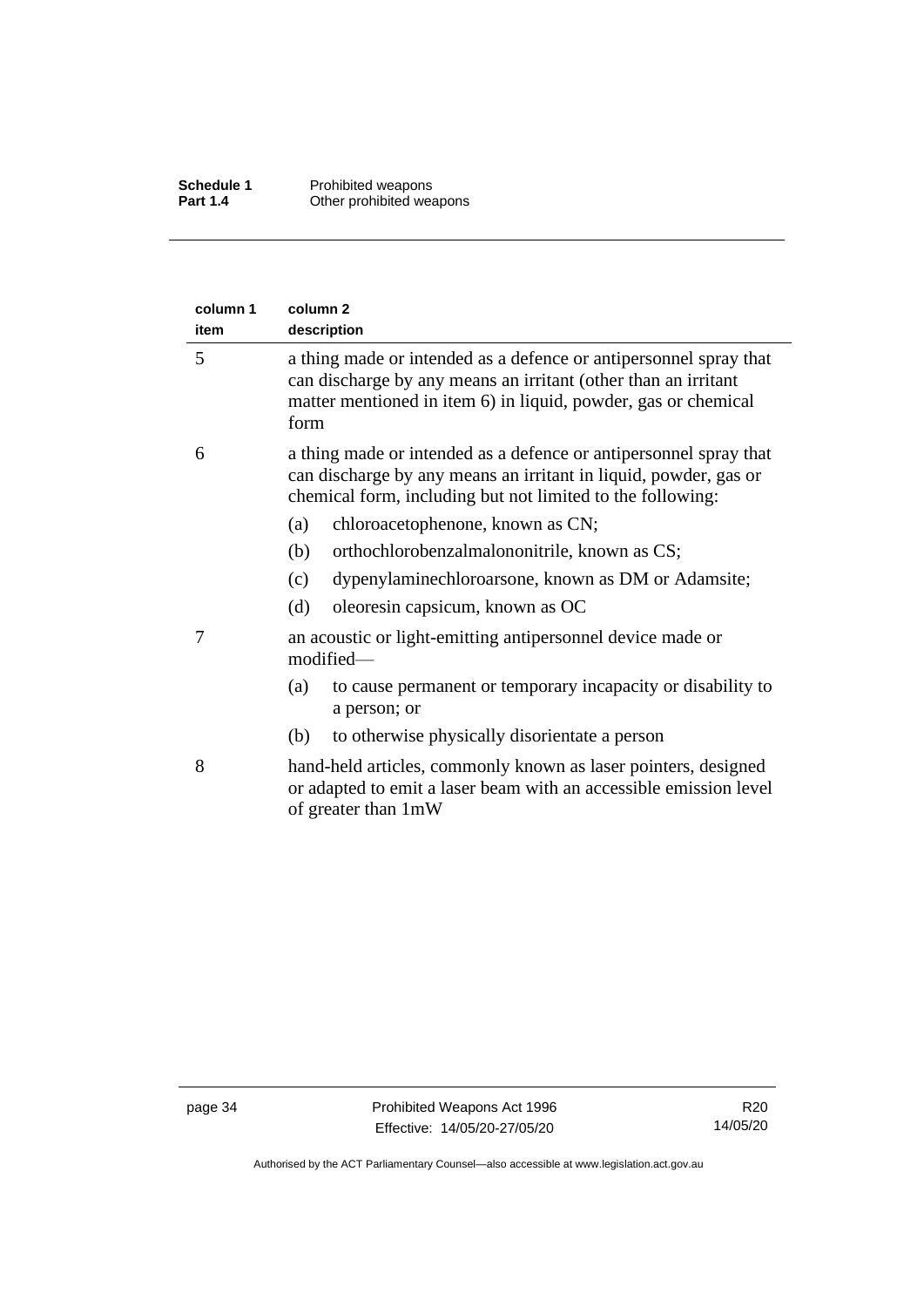| column 1 item | column 2 description |
| --- | --- |
| 5 | a thing made or intended as a defence or antipersonnel spray that can discharge by any means an irritant (other than an irritant matter mentioned in item 6) in liquid, powder, gas or chemical form |
| 6 | a thing made or intended as a defence or antipersonnel spray that can discharge by any means an irritant in liquid, powder, gas or chemical form, including but not limited to the following:<br>(a) chloroacetophenone, known as CN;<br>(b) orthochlorobenzalmalononitrile, known as CS;<br>(c) dypenylaminechloroarsone, known as DM or Adamsite;<br>(d) oleoresin capsicum, known as OC |
| 7 | an acoustic or light-emitting antipersonnel device made or modified—<br>(a) to cause permanent or temporary incapacity or disability to a person; or<br>(b) to otherwise physically disorientate a person |
| 8 | hand-held articles, commonly known as laser pointers, designed or adapted to emit a laser beam with an accessible emission level of greater than 1mW |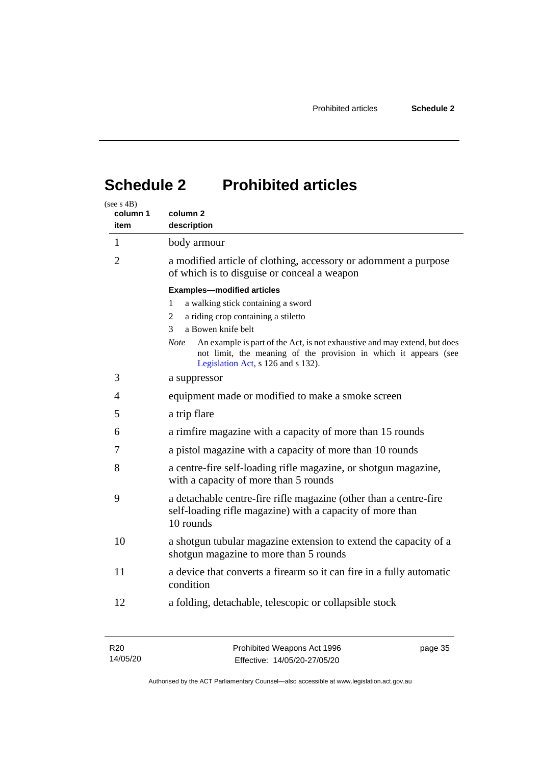# Schedule 2 Prohibited articles

(see s 4B)

| column 1 item | column 2 description |
|---|---|
| 1 | body armour |
| 2 | a modified article of clothing, accessory or adornment a purpose of which is to disguise or conceal a weapon<br><br>**Examples—modified articles**<br>1 a walking stick containing a sword<br>2 a riding crop containing a stiletto<br>3 a Bowen knife belt<br><br>*Note* An example is part of the Act, is not exhaustive and may extend, but does not limit, the meaning of the provision in which it appears (see Legislation Act, s 126 and s 132). |
| 3 | a suppressor |
| 4 | equipment made or modified to make a smoke screen |
| 5 | a trip flare |
| 6 | a rimfire magazine with a capacity of more than 15 rounds |
| 7 | a pistol magazine with a capacity of more than 10 rounds |
| 8 | a centre-fire self-loading rifle magazine, or shotgun magazine, with a capacity of more than 5 rounds |
| 9 | a detachable centre-fire rifle magazine (other than a centre-fire self-loading rifle magazine) with a capacity of more than 10 rounds |
| 10 | a shotgun tubular magazine extension to extend the capacity of a shotgun magazine to more than 5 rounds |
| 11 | a device that converts a firearm so it can fire in a fully automatic condition |
| 12 | a folding, detachable, telescopic or collapsible stock |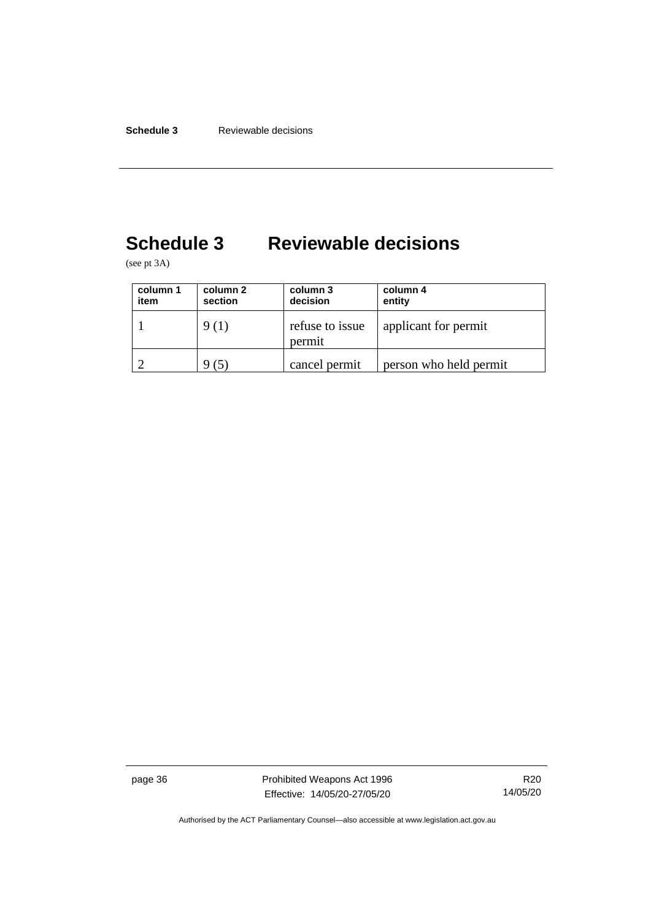# Schedule 3 Reviewable decisions

(see pt 3A)

| column 1<br>item | column 2<br>section | column 3<br>decision | column 4<br>entity |
|---|---|---|---|
| 1 | 9 (1) | refuse to issue permit | applicant for permit |
| 2 | 9 (5) | cancel permit | person who held permit |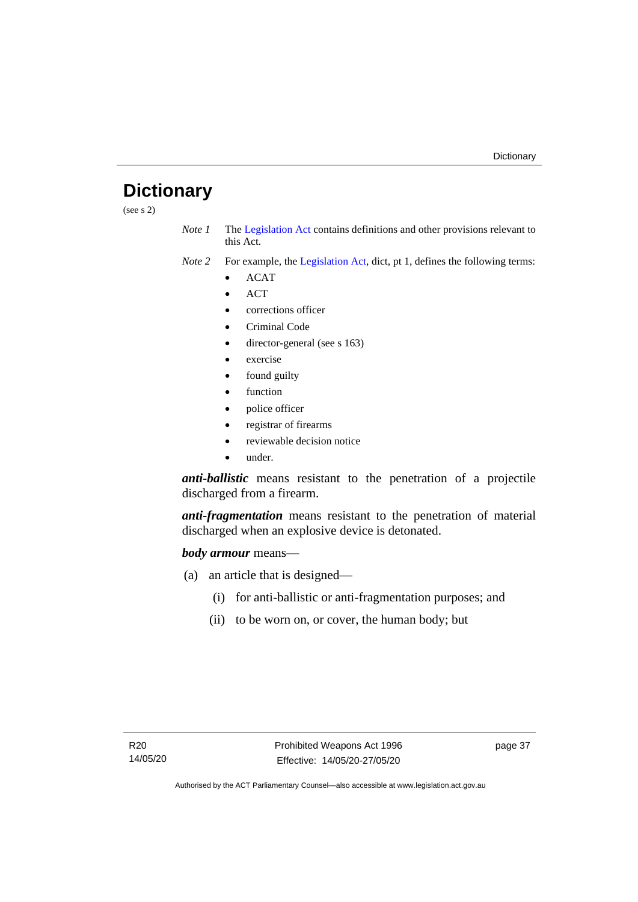# Dictionary

(see s 2)

*Note 1* The Legislation Act contains definitions and other provisions relevant to this Act.

*Note 2* For example, the Legislation Act, dict, pt 1, defines the following terms:

- ACAT
- ACT
- corrections officer
- Criminal Code
- director-general (see s 163)
- exercise
- found guilty
- function
- police officer
- registrar of firearms
- reviewable decision notice
- under.

***anti-ballistic*** means resistant to the penetration of a projectile discharged from a firearm.

***anti-fragmentation*** means resistant to the penetration of material discharged when an explosive device is detonated.

***body armour*** means—

(a) an article that is designed—

(i) for anti-ballistic or anti-fragmentation purposes; and

(ii) to be worn on, or cover, the human body; but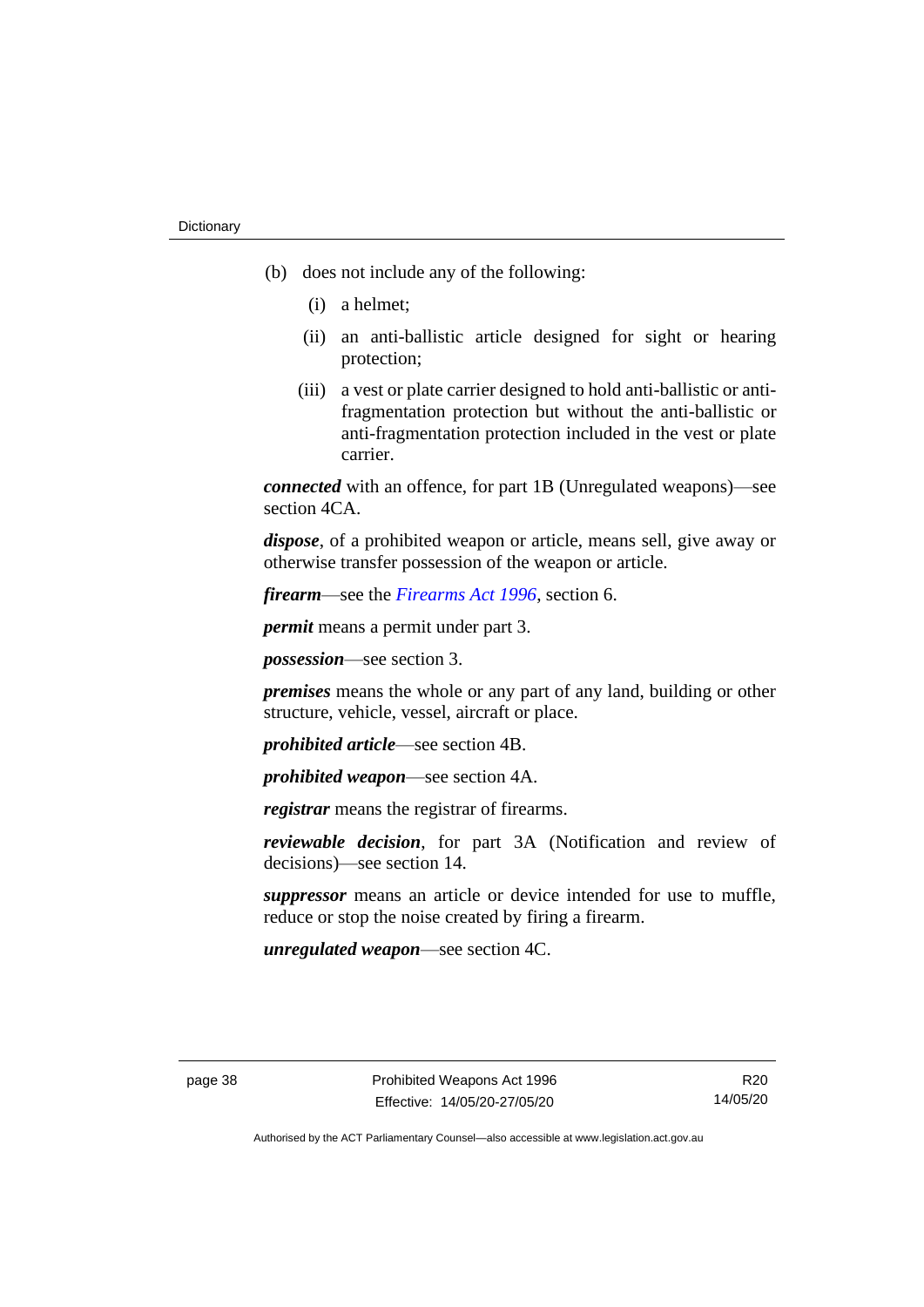(b) does not include any of the following:

(i) a helmet;

(ii) an anti-ballistic article designed for sight or hearing protection;

(iii) a vest or plate carrier designed to hold anti-ballistic or anti-fragmentation protection but without the anti-ballistic or anti-fragmentation protection included in the vest or plate carrier.

***connected*** with an offence, for part 1B (Unregulated weapons)—see section 4CA.

***dispose***, of a prohibited weapon or article, means sell, give away or otherwise transfer possession of the weapon or article.

***firearm***—see the *Firearms Act 1996*, section 6.

***permit*** means a permit under part 3.

***possession***—see section 3.

***premises*** means the whole or any part of any land, building or other structure, vehicle, vessel, aircraft or place.

***prohibited article***—see section 4B.

***prohibited weapon***—see section 4A.

***registrar*** means the registrar of firearms.

***reviewable decision***, for part 3A (Notification and review of decisions)—see section 14.

***suppressor*** means an article or device intended for use to muffle, reduce or stop the noise created by firing a firearm.

***unregulated weapon***—see section 4C.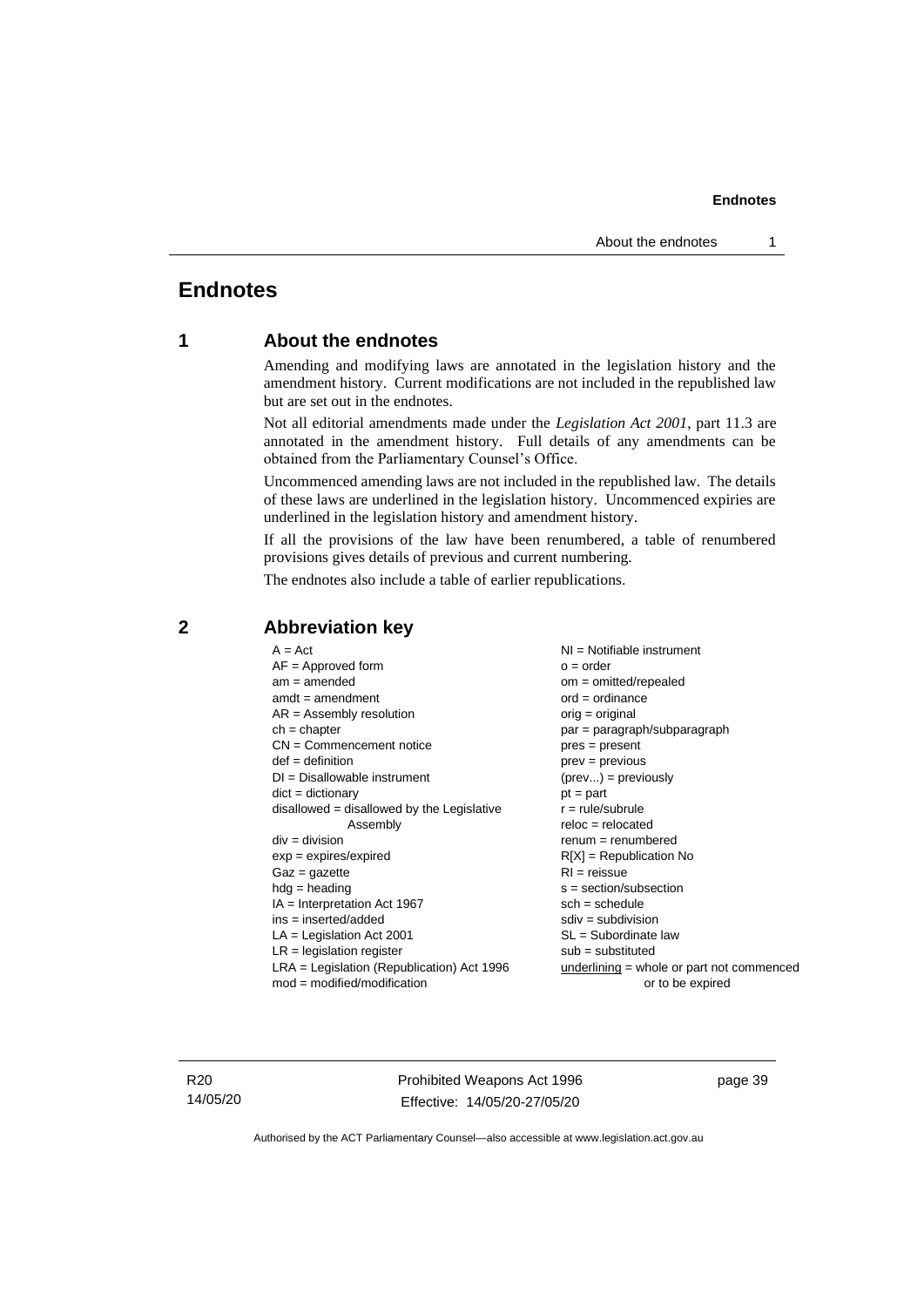# Endnotes

## 1 About the endnotes

Amending and modifying laws are annotated in the legislation history and the amendment history. Current modifications are not included in the republished law but are set out in the endnotes.

Not all editorial amendments made under the *Legislation Act 2001*, part 11.3 are annotated in the amendment history. Full details of any amendments can be obtained from the Parliamentary Counsel's Office.

Uncommenced amending laws are not included in the republished law. The details of these laws are underlined in the legislation history. Uncommenced expiries are underlined in the legislation history and amendment history.

If all the provisions of the law have been renumbered, a table of renumbered provisions gives details of previous and current numbering.

The endnotes also include a table of earlier republications.

## 2 Abbreviation key

A = Act
AF = Approved form
am = amended
amdt = amendment
AR = Assembly resolution
ch = chapter
CN = Commencement notice
def = definition
DI = Disallowable instrument
dict = dictionary
disallowed = disallowed by the Legislative Assembly
div = division
exp = expires/expired
Gaz = gazette
hdg = heading
IA = Interpretation Act 1967
ins = inserted/added
LA = Legislation Act 2001
LR = legislation register
LRA = Legislation (Republication) Act 1996
mod = modified/modification
NI = Notifiable instrument
o = order
om = omitted/repealed
ord = ordinance
orig = original
par = paragraph/subparagraph
pres = present
prev = previous
(prev...) = previously
pt = part
r = rule/subrule
reloc = relocated
renum = renumbered
R[X] = Republication No
RI = reissue
s = section/subsection
sch = schedule
sdiv = subdivision
SL = Subordinate law
sub = substituted
underlining = whole or part not commenced or to be expired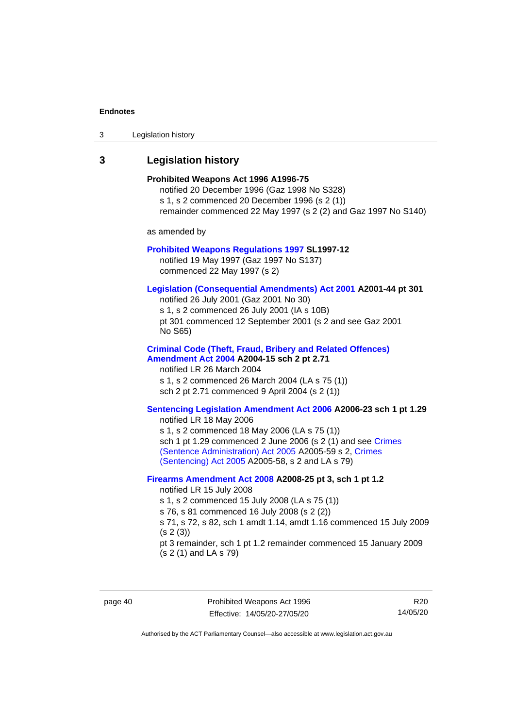## 3 Legislation history

**Prohibited Weapons Act 1996 A1996-75**
notified 20 December 1996 (Gaz 1998 No S328)
s 1, s 2 commenced 20 December 1996 (s 2 (1))
remainder commenced 22 May 1997 (s 2 (2) and Gaz 1997 No S140)

as amended by

**Prohibited Weapons Regulations 1997 SL1997-12**
notified 19 May 1997 (Gaz 1997 No S137)
commenced 22 May 1997 (s 2)

**Legislation (Consequential Amendments) Act 2001 A2001-44 pt 301**
notified 26 July 2001 (Gaz 2001 No 30)
s 1, s 2 commenced 26 July 2001 (IA s 10B)
pt 301 commenced 12 September 2001 (s 2 and see Gaz 2001 No S65)

**Criminal Code (Theft, Fraud, Bribery and Related Offences) Amendment Act 2004 A2004-15 sch 2 pt 2.71**
notified LR 26 March 2004
s 1, s 2 commenced 26 March 2004 (LA s 75 (1))
sch 2 pt 2.71 commenced 9 April 2004 (s 2 (1))

**Sentencing Legislation Amendment Act 2006 A2006-23 sch 1 pt 1.29**
notified LR 18 May 2006
s 1, s 2 commenced 18 May 2006 (LA s 75 (1))
sch 1 pt 1.29 commenced 2 June 2006 (s 2 (1) and see Crimes (Sentence Administration) Act 2005 A2005-59 s 2, Crimes (Sentencing) Act 2005 A2005-58, s 2 and LA s 79)

**Firearms Amendment Act 2008 A2008-25 pt 3, sch 1 pt 1.2**
notified LR 15 July 2008
s 1, s 2 commenced 15 July 2008 (LA s 75 (1))
s 76, s 81 commenced 16 July 2008 (s 2 (2))
s 71, s 72, s 82, sch 1 amdt 1.14, amdt 1.16 commenced 15 July 2009 (s 2 (3))
pt 3 remainder, sch 1 pt 1.2 remainder commenced 15 January 2009 (s 2 (1) and LA s 79)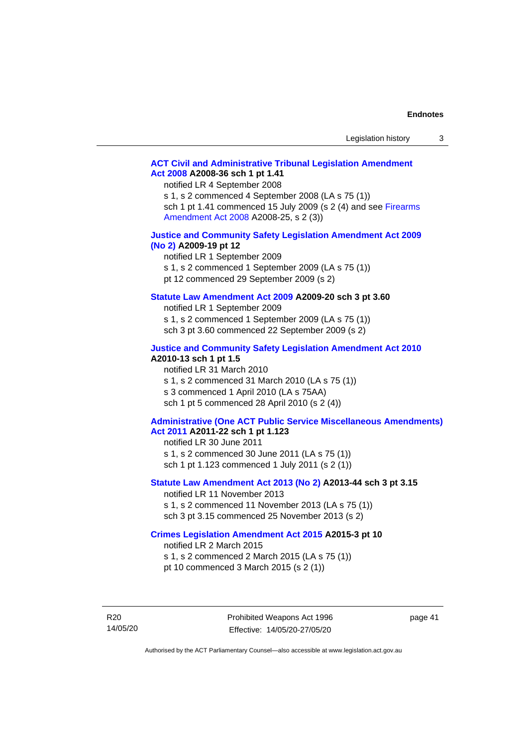**ACT Civil and Administrative Tribunal Legislation Amendment Act 2008 A2008-36 sch 1 pt 1.41**

notified LR 4 September 2008
s 1, s 2 commenced 4 September 2008 (LA s 75 (1))
sch 1 pt 1.41 commenced 15 July 2009 (s 2 (4) and see Firearms Amendment Act 2008 A2008-25, s 2 (3))

**Justice and Community Safety Legislation Amendment Act 2009 (No 2) A2009-19 pt 12**

notified LR 1 September 2009
s 1, s 2 commenced 1 September 2009 (LA s 75 (1))
pt 12 commenced 29 September 2009 (s 2)

**Statute Law Amendment Act 2009 A2009-20 sch 3 pt 3.60**

notified LR 1 September 2009
s 1, s 2 commenced 1 September 2009 (LA s 75 (1))
sch 3 pt 3.60 commenced 22 September 2009 (s 2)

**Justice and Community Safety Legislation Amendment Act 2010 A2010-13 sch 1 pt 1.5**

notified LR 31 March 2010
s 1, s 2 commenced 31 March 2010 (LA s 75 (1))
s 3 commenced 1 April 2010 (LA s 75AA)
sch 1 pt 5 commenced 28 April 2010 (s 2 (4))

**Administrative (One ACT Public Service Miscellaneous Amendments) Act 2011 A2011-22 sch 1 pt 1.123**

notified LR 30 June 2011
s 1, s 2 commenced 30 June 2011 (LA s 75 (1))
sch 1 pt 1.123 commenced 1 July 2011 (s 2 (1))

**Statute Law Amendment Act 2013 (No 2) A2013-44 sch 3 pt 3.15**

notified LR 11 November 2013
s 1, s 2 commenced 11 November 2013 (LA s 75 (1))
sch 3 pt 3.15 commenced 25 November 2013 (s 2)

**Crimes Legislation Amendment Act 2015 A2015-3 pt 10**

notified LR 2 March 2015
s 1, s 2 commenced 2 March 2015 (LA s 75 (1))
pt 10 commenced 3 March 2015 (s 2 (1))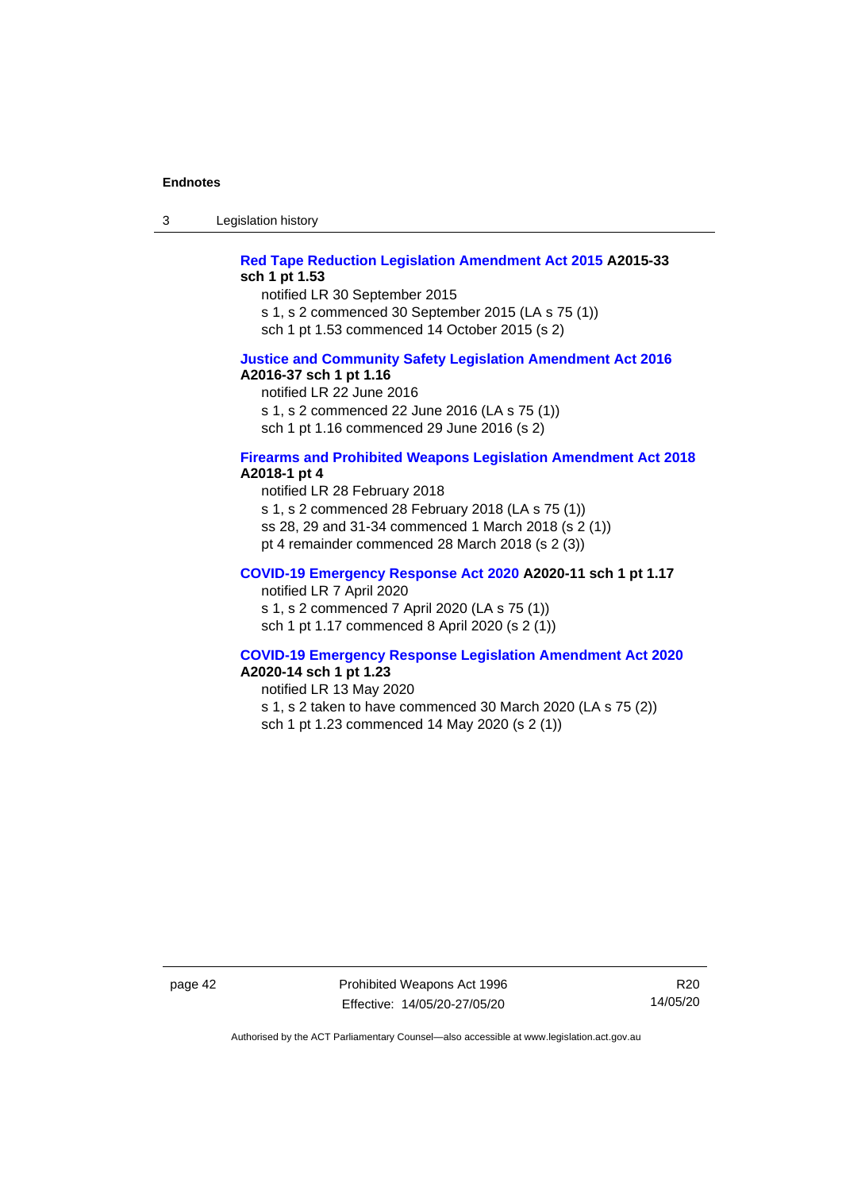**Red Tape Reduction Legislation Amendment Act 2015 A2015-33 sch 1 pt 1.53**

notified LR 30 September 2015

s 1, s 2 commenced 30 September 2015 (LA s 75 (1))

sch 1 pt 1.53 commenced 14 October 2015 (s 2)

**Justice and Community Safety Legislation Amendment Act 2016 A2016-37 sch 1 pt 1.16**

notified LR 22 June 2016

s 1, s 2 commenced 22 June 2016 (LA s 75 (1))

sch 1 pt 1.16 commenced 29 June 2016 (s 2)

**Firearms and Prohibited Weapons Legislation Amendment Act 2018 A2018-1 pt 4**

notified LR 28 February 2018

s 1, s 2 commenced 28 February 2018 (LA s 75 (1))

ss 28, 29 and 31-34 commenced 1 March 2018 (s 2 (1))

pt 4 remainder commenced 28 March 2018 (s 2 (3))

**COVID-19 Emergency Response Act 2020 A2020-11 sch 1 pt 1.17**

notified LR 7 April 2020

s 1, s 2 commenced 7 April 2020 (LA s 75 (1))

sch 1 pt 1.17 commenced 8 April 2020 (s 2 (1))

**COVID-19 Emergency Response Legislation Amendment Act 2020 A2020-14 sch 1 pt 1.23**

notified LR 13 May 2020

s 1, s 2 taken to have commenced 30 March 2020 (LA s 75 (2))

sch 1 pt 1.23 commenced 14 May 2020 (s 2 (1))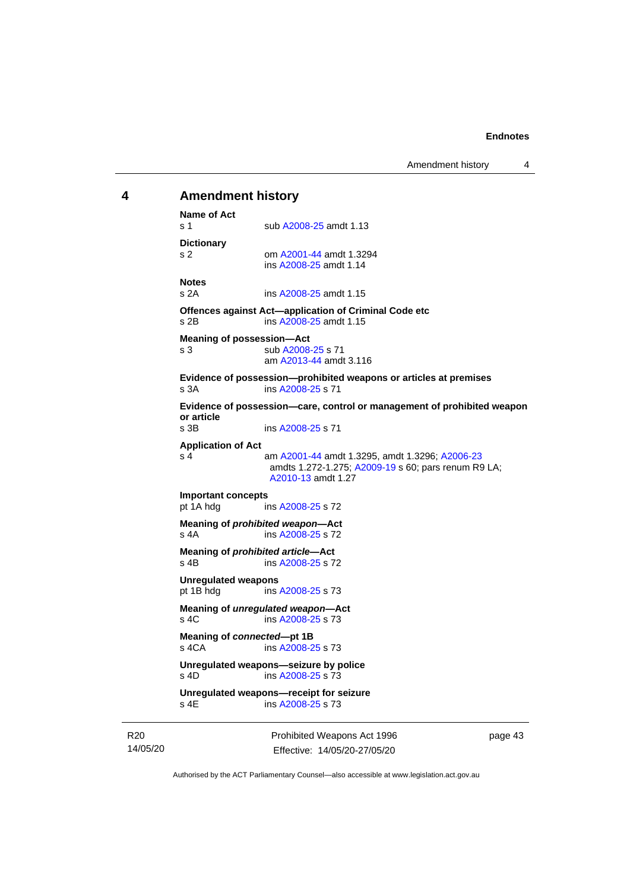## 4 Amendment history

**Name of Act**
s 1 sub A2008-25 amdt 1.13

**Dictionary**
s 2 om A2001-44 amdt 1.3294
ins A2008-25 amdt 1.14

**Notes**
s 2A ins A2008-25 amdt 1.15

**Offences against Act—application of Criminal Code etc**
s 2B ins A2008-25 amdt 1.15

**Meaning of possession—Act**
s 3 sub A2008-25 s 71
am A2013-44 amdt 3.116

**Evidence of possession—prohibited weapons or articles at premises**
s 3A ins A2008-25 s 71

**Evidence of possession—care, control or management of prohibited weapon or article**
s 3B ins A2008-25 s 71

**Application of Act**
s 4 am A2001-44 amdt 1.3295, amdt 1.3296; A2006-23 amdts 1.272-1.275; A2009-19 s 60; pars renum R9 LA; A2010-13 amdt 1.27

**Important concepts**
pt 1A hdg ins A2008-25 s 72

**Meaning of *prohibited weapon*—Act**
s 4A ins A2008-25 s 72

**Meaning of *prohibited article*—Act**
s 4B ins A2008-25 s 72

**Unregulated weapons**
pt 1B hdg ins A2008-25 s 73

**Meaning of *unregulated weapon*—Act**
s 4C ins A2008-25 s 73

**Meaning of *connected*—pt 1B**
s 4CA ins A2008-25 s 73

**Unregulated weapons—seizure by police**
s 4D ins A2008-25 s 73

**Unregulated weapons—receipt for seizure**
s 4E ins A2008-25 s 73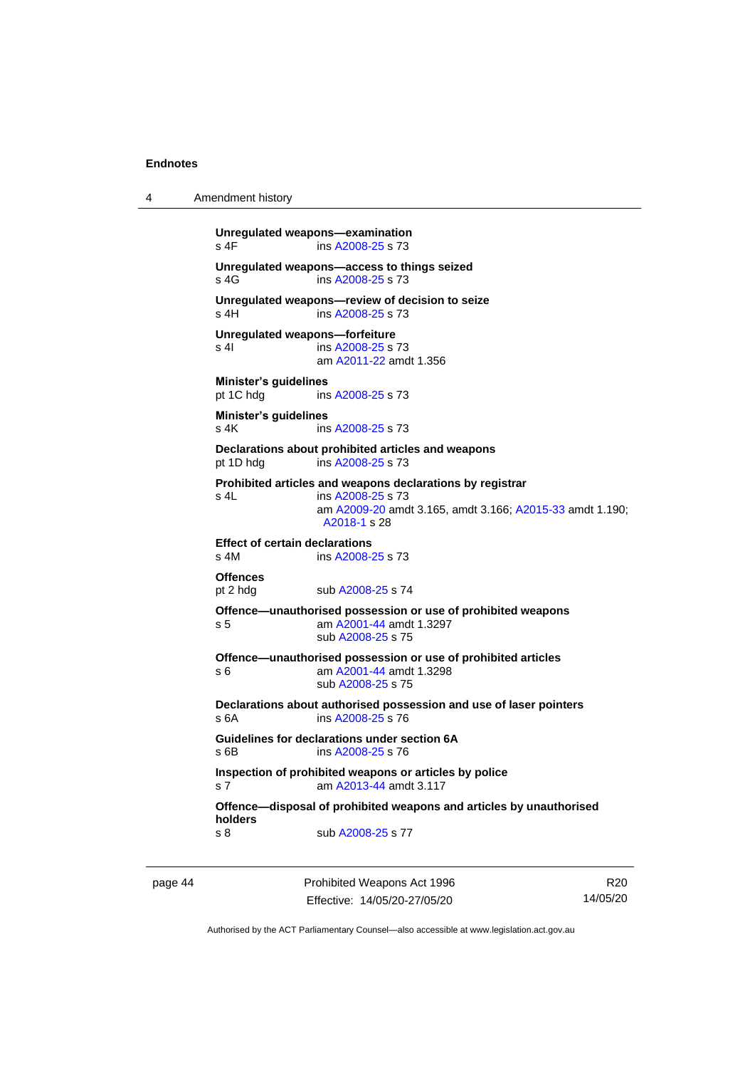**Unregulated weapons—examination**
s 4F ins A2008-25 s 73

**Unregulated weapons—access to things seized**
s 4G ins A2008-25 s 73

**Unregulated weapons—review of decision to seize**
s 4H ins A2008-25 s 73

**Unregulated weapons—forfeiture**
s 4I ins A2008-25 s 73
am A2011-22 amdt 1.356

**Minister's guidelines**
pt 1C hdg ins A2008-25 s 73

**Minister's guidelines**
s 4K ins A2008-25 s 73

**Declarations about prohibited articles and weapons**
pt 1D hdg ins A2008-25 s 73

**Prohibited articles and weapons declarations by registrar**
s 4L ins A2008-25 s 73
am A2009-20 amdt 3.165, amdt 3.166; A2015-33 amdt 1.190; A2018-1 s 28

**Effect of certain declarations**
s 4M ins A2008-25 s 73

**Offences**
pt 2 hdg sub A2008-25 s 74

**Offence—unauthorised possession or use of prohibited weapons**
s 5 am A2001-44 amdt 1.3297
sub A2008-25 s 75

**Offence—unauthorised possession or use of prohibited articles**
s 6 am A2001-44 amdt 1.3298
sub A2008-25 s 75

**Declarations about authorised possession and use of laser pointers**
s 6A ins A2008-25 s 76

**Guidelines for declarations under section 6A**
s 6B ins A2008-25 s 76

**Inspection of prohibited weapons or articles by police**
s 7 am A2013-44 amdt 3.117

**Offence—disposal of prohibited weapons and articles by unauthorised holders**
s 8 sub A2008-25 s 77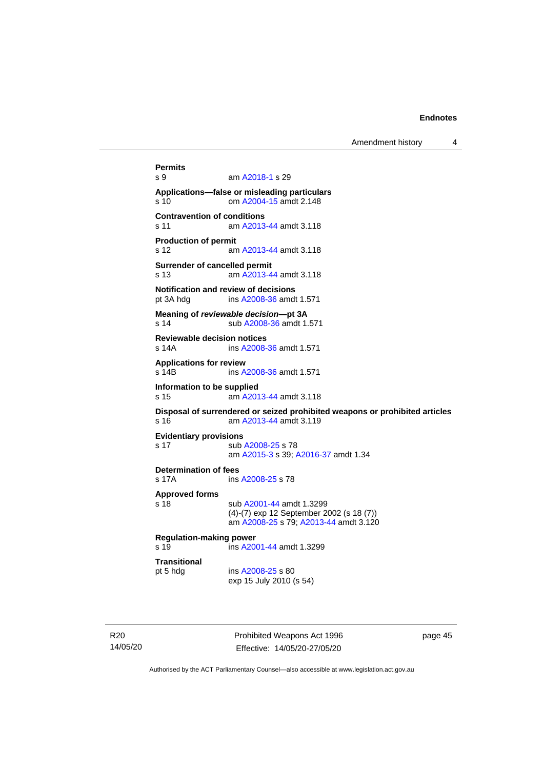**Permits**

s 9 am A2018-1 s 29

**Applications—false or misleading particulars**

s 10 om A2004-15 amdt 2.148

**Contravention of conditions**

s 11 am A2013-44 amdt 3.118

**Production of permit**

s 12 am A2013-44 amdt 3.118

**Surrender of cancelled permit**

s 13 am A2013-44 amdt 3.118

**Notification and review of decisions**

pt 3A hdg ins A2008-36 amdt 1.571

**Meaning of *reviewable decision*—pt 3A**

s 14 sub A2008-36 amdt 1.571

**Reviewable decision notices**

s 14A ins A2008-36 amdt 1.571

**Applications for review**

s 14B ins A2008-36 amdt 1.571

**Information to be supplied**

s 15 am A2013-44 amdt 3.118

**Disposal of surrendered or seized prohibited weapons or prohibited articles**

s 16 am A2013-44 amdt 3.119

**Evidentiary provisions**

s 17 sub A2008-25 s 78
am A2015-3 s 39; A2016-37 amdt 1.34

**Determination of fees**

s 17A ins A2008-25 s 78

**Approved forms**

s 18 sub A2001-44 amdt 1.3299
(4)-(7) exp 12 September 2002 (s 18 (7))
am A2008-25 s 79; A2013-44 amdt 3.120

**Regulation-making power**

s 19 ins A2001-44 amdt 1.3299

**Transitional**

pt 5 hdg ins A2008-25 s 80
exp 15 July 2010 (s 54)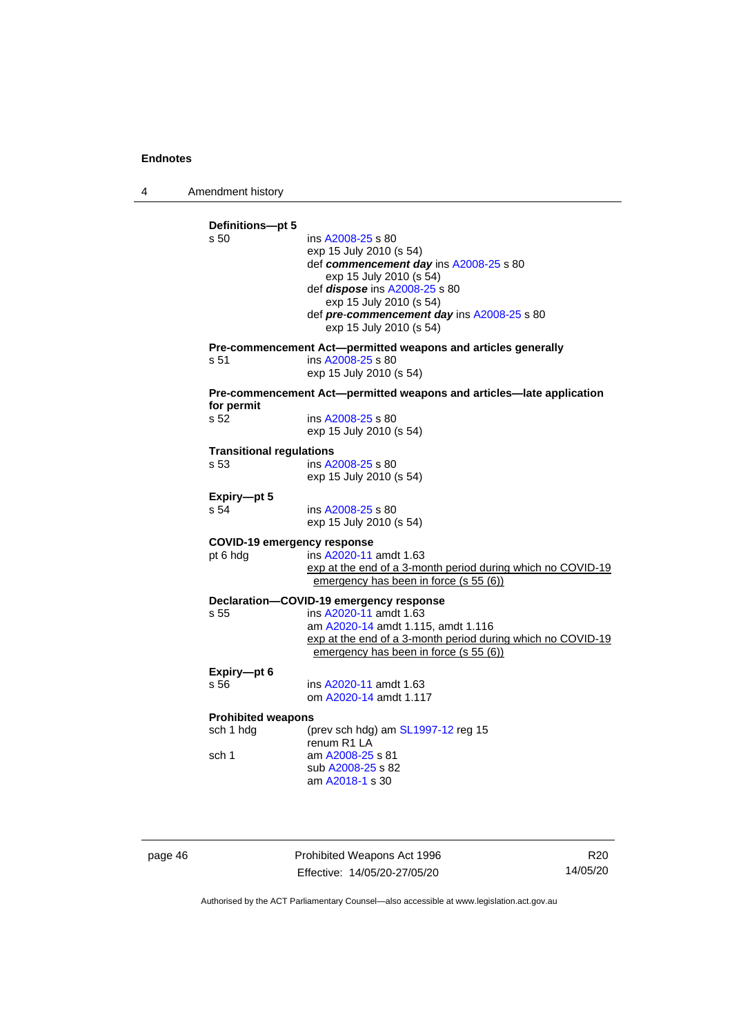**Definitions—pt 5**

s 50 ins A2008-25 s 80
exp 15 July 2010 (s 54)
def ***commencement day*** ins A2008-25 s 80
exp 15 July 2010 (s 54)
def ***dispose*** ins A2008-25 s 80
exp 15 July 2010 (s 54)
def ***pre-commencement day*** ins A2008-25 s 80
exp 15 July 2010 (s 54)

**Pre-commencement Act—permitted weapons and articles generally**

s 51 ins A2008-25 s 80
exp 15 July 2010 (s 54)

**Pre-commencement Act—permitted weapons and articles—late application for permit**

s 52 ins A2008-25 s 80
exp 15 July 2010 (s 54)

**Transitional regulations**

s 53 ins A2008-25 s 80
exp 15 July 2010 (s 54)

**Expiry—pt 5**

s 54 ins A2008-25 s 80
exp 15 July 2010 (s 54)

**COVID-19 emergency response**

pt 6 hdg ins A2020-11 amdt 1.63
exp at the end of a 3-month period during which no COVID-19 emergency has been in force (s 55 (6))

**Declaration—COVID-19 emergency response**

s 55 ins A2020-11 amdt 1.63
am A2020-14 amdt 1.115, amdt 1.116
exp at the end of a 3-month period during which no COVID-19 emergency has been in force (s 55 (6))

**Expiry—pt 6**

s 56 ins A2020-11 amdt 1.63
om A2020-14 amdt 1.117

**Prohibited weapons**

sch 1 hdg (prev sch hdg) am SL1997-12 reg 15
renum R1 LA

sch 1 am A2008-25 s 81
sub A2008-25 s 82
am A2018-1 s 30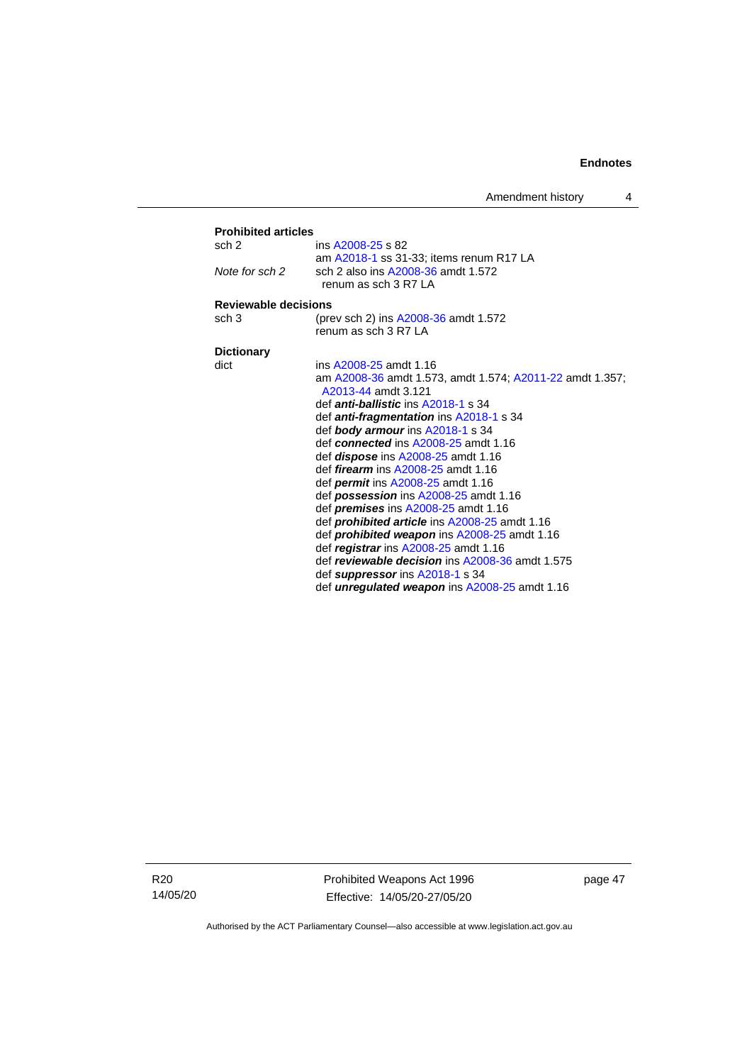**Prohibited articles**

| | |
|---|---|
| sch 2 | ins A2008-25 s 82<br>am A2018-1 ss 31-33; items renum R17 LA |
| *Note for sch 2* | sch 2 also ins A2008-36 amdt 1.572<br>renum as sch 3 R7 LA |

**Reviewable decisions**

| | |
|---|---|
| sch 3 | (prev sch 2) ins A2008-36 amdt 1.572<br>renum as sch 3 R7 LA |

**Dictionary**

| | |
|---|---|
| dict | ins A2008-25 amdt 1.16<br>am A2008-36 amdt 1.573, amdt 1.574; A2011-22 amdt 1.357; A2013-44 amdt 3.121<br>def ***anti-ballistic*** ins A2018-1 s 34<br>def ***anti-fragmentation*** ins A2018-1 s 34<br>def ***body armour*** ins A2018-1 s 34<br>def ***connected*** ins A2008-25 amdt 1.16<br>def ***dispose*** ins A2008-25 amdt 1.16<br>def ***firearm*** ins A2008-25 amdt 1.16<br>def ***permit*** ins A2008-25 amdt 1.16<br>def ***possession*** ins A2008-25 amdt 1.16<br>def ***premises*** ins A2008-25 amdt 1.16<br>def ***prohibited article*** ins A2008-25 amdt 1.16<br>def ***prohibited weapon*** ins A2008-25 amdt 1.16<br>def ***registrar*** ins A2008-25 amdt 1.16<br>def ***reviewable decision*** ins A2008-36 amdt 1.575<br>def ***suppressor*** ins A2018-1 s 34<br>def ***unregulated weapon*** ins A2008-25 amdt 1.16 |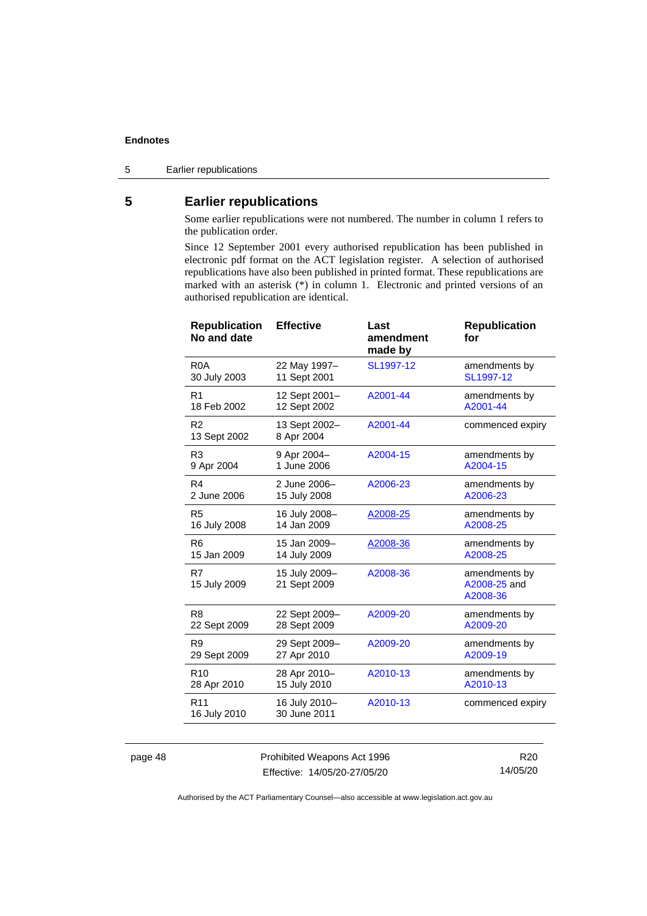## 5 Earlier republications

Some earlier republications were not numbered. The number in column 1 refers to the publication order.

Since 12 September 2001 every authorised republication has been published in electronic pdf format on the ACT legislation register. A selection of authorised republications have also been published in printed format. These republications are marked with an asterisk (*) in column 1. Electronic and printed versions of an authorised republication are identical.

| Republication No and date | Effective | Last amendment made by | Republication for |
|---|---|---|---|
| R0A<br>30 July 2003 | 22 May 1997–<br>11 Sept 2001 | SL1997-12 | amendments by SL1997-12 |
| R1<br>18 Feb 2002 | 12 Sept 2001–<br>12 Sept 2002 | A2001-44 | amendments by A2001-44 |
| R2<br>13 Sept 2002 | 13 Sept 2002–<br>8 Apr 2004 | A2001-44 | commenced expiry |
| R3<br>9 Apr 2004 | 9 Apr 2004–<br>1 June 2006 | A2004-15 | amendments by A2004-15 |
| R4<br>2 June 2006 | 2 June 2006–<br>15 July 2008 | A2006-23 | amendments by A2006-23 |
| R5<br>16 July 2008 | 16 July 2008–<br>14 Jan 2009 | A2008-25 | amendments by A2008-25 |
| R6<br>15 Jan 2009 | 15 Jan 2009–<br>14 July 2009 | A2008-36 | amendments by A2008-25 |
| R7<br>15 July 2009 | 15 July 2009–<br>21 Sept 2009 | A2008-36 | amendments by A2008-25 and A2008-36 |
| R8<br>22 Sept 2009 | 22 Sept 2009–<br>28 Sept 2009 | A2009-20 | amendments by A2009-20 |
| R9<br>29 Sept 2009 | 29 Sept 2009–<br>27 Apr 2010 | A2009-20 | amendments by A2009-19 |
| R10<br>28 Apr 2010 | 28 Apr 2010–<br>15 July 2010 | A2010-13 | amendments by A2010-13 |
| R11<br>16 July 2010 | 16 July 2010–<br>30 June 2011 | A2010-13 | commenced expiry |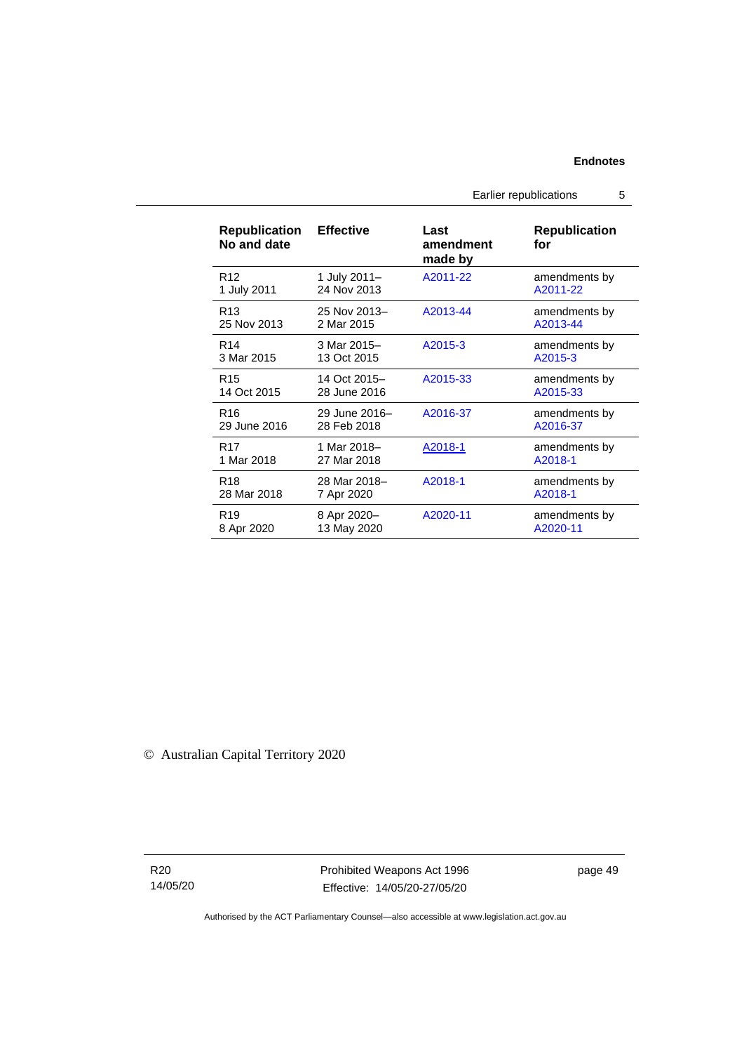| Republication No and date | Effective | Last amendment made by | Republication for |
|---|---|---|---|
| R12<br>1 July 2011 | 1 July 2011–<br>24 Nov 2013 | A2011-22 | amendments by A2011-22 |
| R13<br>25 Nov 2013 | 25 Nov 2013–<br>2 Mar 2015 | A2013-44 | amendments by A2013-44 |
| R14<br>3 Mar 2015 | 3 Mar 2015–<br>13 Oct 2015 | A2015-3 | amendments by A2015-3 |
| R15<br>14 Oct 2015 | 14 Oct 2015–<br>28 June 2016 | A2015-33 | amendments by A2015-33 |
| R16<br>29 June 2016 | 29 June 2016–<br>28 Feb 2018 | A2016-37 | amendments by A2016-37 |
| R17<br>1 Mar 2018 | 1 Mar 2018–<br>27 Mar 2018 | A2018-1 | amendments by A2018-1 |
| R18<br>28 Mar 2018 | 28 Mar 2018–<br>7 Apr 2020 | A2018-1 | amendments by A2018-1 |
| R19<br>8 Apr 2020 | 8 Apr 2020–<br>13 May 2020 | A2020-11 | amendments by A2020-11 |

© Australian Capital Territory 2020